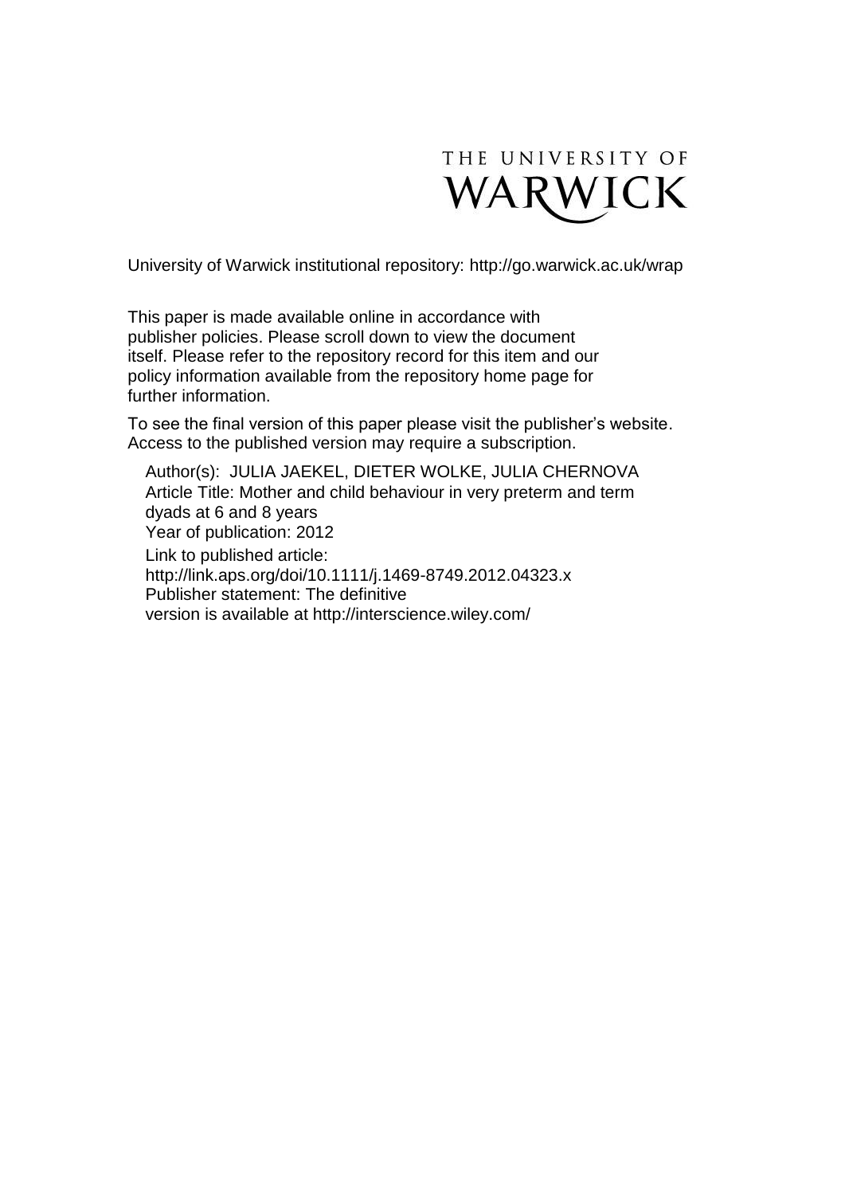THE UNIVERSITY OF WARWICK

University of Warwick institutional repository: http://go.warwick.ac.uk/wrap

This paper is made available online in accordance with publisher policies. Please scroll down to view the document itself. Please refer to the repository record for this item and our policy information available from the repository home page for further information.

To see the final version of this paper please visit the publisher's website. Access to the published version may require a subscription.

Author(s): JULIA JAEKEL, DIETER WOLKE, JULIA CHERNOVA
Article Title: Mother and child behaviour in very preterm and term dyads at 6 and 8 years
Year of publication: 2012
Link to published article:
http://link.aps.org/doi/10.1111/j.1469-8749.2012.04323.x
Publisher statement: The definitive version is available at http://interscience.wiley.com/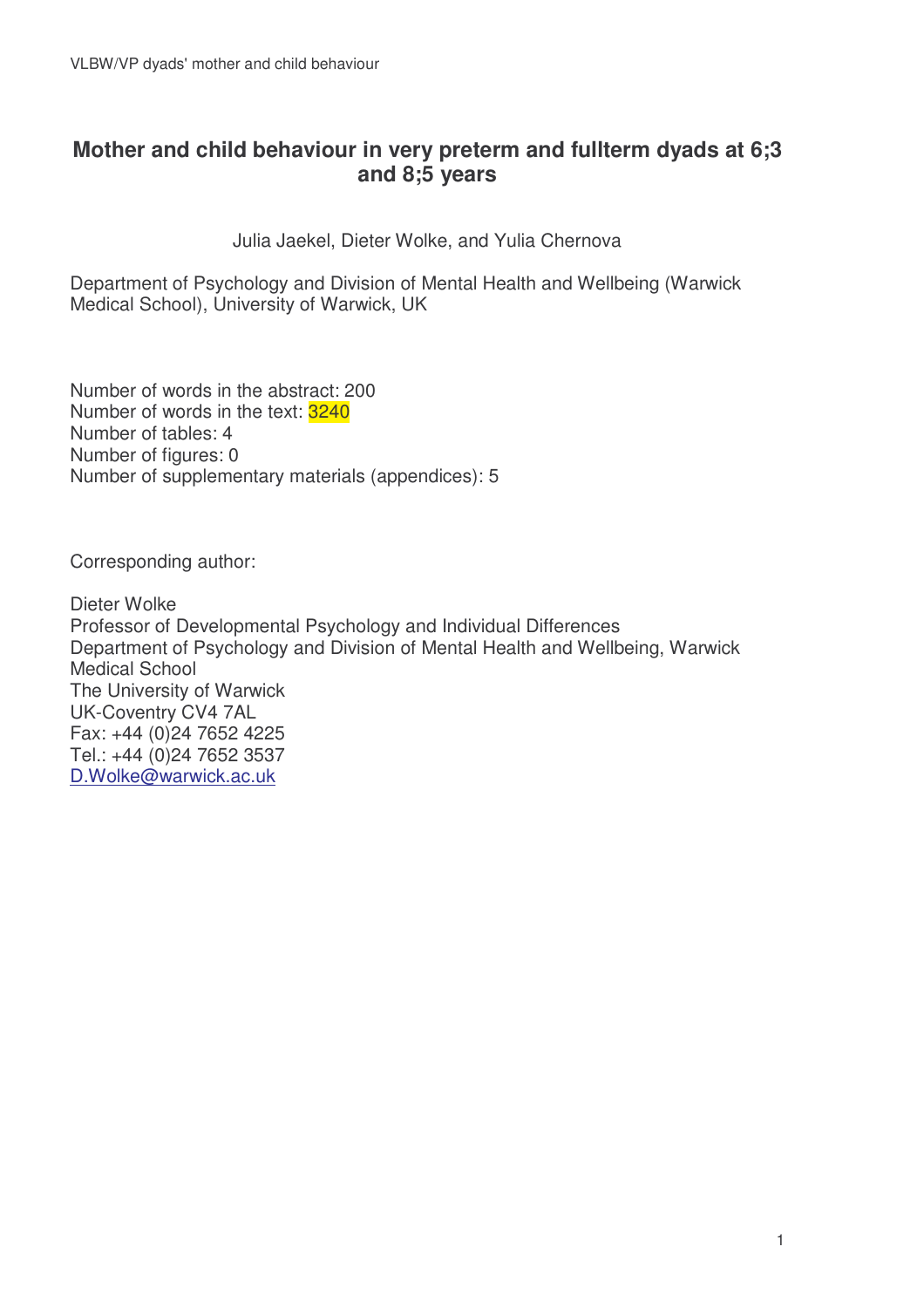# Mother and child behaviour in very preterm and fullterm dyads at 6;3 and 8;5 years

Julia Jaekel, Dieter Wolke, and Yulia Chernova

Department of Psychology and Division of Mental Health and Wellbeing (Warwick Medical School), University of Warwick, UK

Number of words in the abstract: 200
Number of words in the text: 3240
Number of tables: 4
Number of figures: 0
Number of supplementary materials (appendices): 5

Corresponding author:

Dieter Wolke
Professor of Developmental Psychology and Individual Differences
Department of Psychology and Division of Mental Health and Wellbeing, Warwick Medical School
The University of Warwick
UK-Coventry CV4 7AL
Fax: +44 (0)24 7652 4225
Tel.: +44 (0)24 7652 3537
D.Wolke@warwick.ac.uk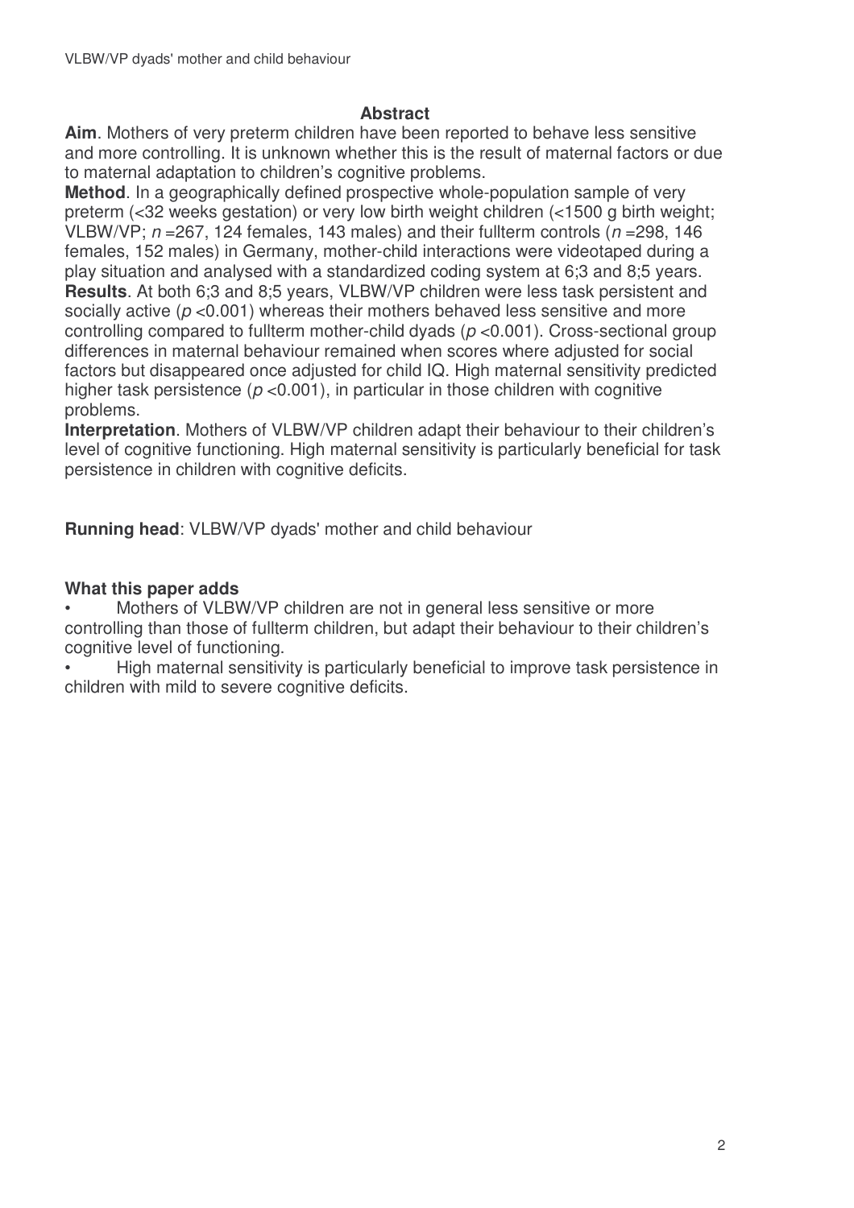## Abstract

**Aim**. Mothers of very preterm children have been reported to behave less sensitive and more controlling. It is unknown whether this is the result of maternal factors or due to maternal adaptation to children's cognitive problems.

**Method**. In a geographically defined prospective whole-population sample of very preterm (<32 weeks gestation) or very low birth weight children (<1500 g birth weight; VLBW/VP; $n$ =267, 124 females, 143 males) and their fullterm controls ($n$ =298, 146 females, 152 males) in Germany, mother-child interactions were videotaped during a play situation and analysed with a standardized coding system at 6;3 and 8;5 years.

**Results**. At both 6;3 and 8;5 years, VLBW/VP children were less task persistent and socially active ($p$ <0.001) whereas their mothers behaved less sensitive and more controlling compared to fullterm mother-child dyads ($p$ <0.001). Cross-sectional group differences in maternal behaviour remained when scores where adjusted for social factors but disappeared once adjusted for child IQ. High maternal sensitivity predicted higher task persistence ($p$ <0.001), in particular in those children with cognitive problems.

**Interpretation**. Mothers of VLBW/VP children adapt their behaviour to their children's level of cognitive functioning. High maternal sensitivity is particularly beneficial for task persistence in children with cognitive deficits.

**Running head**: VLBW/VP dyads' mother and child behaviour

### What this paper adds

- Mothers of VLBW/VP children are not in general less sensitive or more controlling than those of fullterm children, but adapt their behaviour to their children's cognitive level of functioning.
- High maternal sensitivity is particularly beneficial to improve task persistence in children with mild to severe cognitive deficits.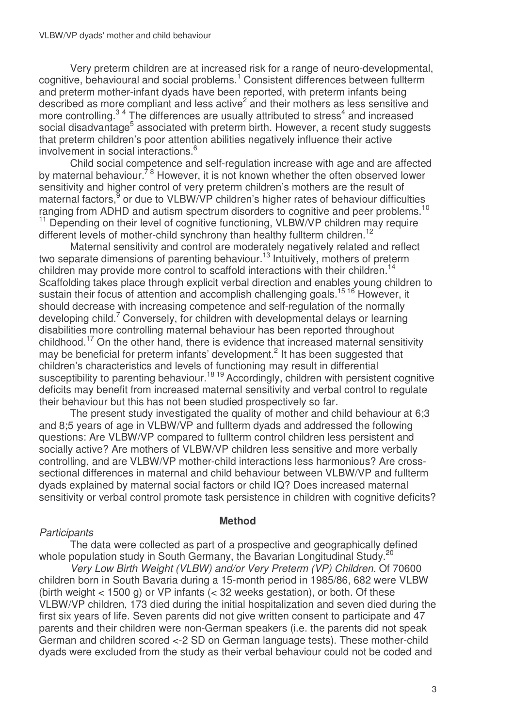Very preterm children are at increased risk for a range of neuro-developmental, cognitive, behavioural and social problems.[1] Consistent differences between fullterm and preterm mother-infant dyads have been reported, with preterm infants being described as more compliant and less active[2] and their mothers as less sensitive and more controlling.[3 4] The differences are usually attributed to stress[4] and increased social disadvantage[5] associated with preterm birth. However, a recent study suggests that preterm children's poor attention abilities negatively influence their active involvement in social interactions.[6]

Child social competence and self-regulation increase with age and are affected by maternal behaviour.[7 8] However, it is not known whether the often observed lower sensitivity and higher control of very preterm children's mothers are the result of maternal factors,[9] or due to VLBW/VP children's higher rates of behaviour difficulties ranging from ADHD and autism spectrum disorders to cognitive and peer problems.[10 11] Depending on their level of cognitive functioning, VLBW/VP children may require different levels of mother-child synchrony than healthy fullterm children.[12]

Maternal sensitivity and control are moderately negatively related and reflect two separate dimensions of parenting behaviour.[13] Intuitively, mothers of preterm children may provide more control to scaffold interactions with their children.[14] Scaffolding takes place through explicit verbal direction and enables young children to sustain their focus of attention and accomplish challenging goals.[15 16] However, it should decrease with increasing competence and self-regulation of the normally developing child.[7] Conversely, for children with developmental delays or learning disabilities more controlling maternal behaviour has been reported throughout childhood.[17] On the other hand, there is evidence that increased maternal sensitivity may be beneficial for preterm infants' development.[2] It has been suggested that children's characteristics and levels of functioning may result in differential susceptibility to parenting behaviour.[18 19] Accordingly, children with persistent cognitive deficits may benefit from increased maternal sensitivity and verbal control to regulate their behaviour but this has not been studied prospectively so far.

The present study investigated the quality of mother and child behaviour at 6;3 and 8;5 years of age in VLBW/VP and fullterm dyads and addressed the following questions: Are VLBW/VP compared to fullterm control children less persistent and socially active? Are mothers of VLBW/VP children less sensitive and more verbally controlling, and are VLBW/VP mother-child interactions less harmonious? Are cross-sectional differences in maternal and child behaviour between VLBW/VP and fullterm dyads explained by maternal social factors or child IQ? Does increased maternal sensitivity or verbal control promote task persistence in children with cognitive deficits?

## Method

*Participants*

The data were collected as part of a prospective and geographically defined whole population study in South Germany, the Bavarian Longitudinal Study.[20]

*Very Low Birth Weight (VLBW) and/or Very Preterm (VP) Children.* Of 70600 children born in South Bavaria during a 15-month period in 1985/86, 682 were VLBW (birth weight < 1500 g) or VP infants (< 32 weeks gestation), or both. Of these VLBW/VP children, 173 died during the initial hospitalization and seven died during the first six years of life. Seven parents did not give written consent to participate and 47 parents and their children were non-German speakers (i.e. the parents did not speak German and children scored <-2 SD on German language tests). These mother-child dyads were excluded from the study as their verbal behaviour could not be coded and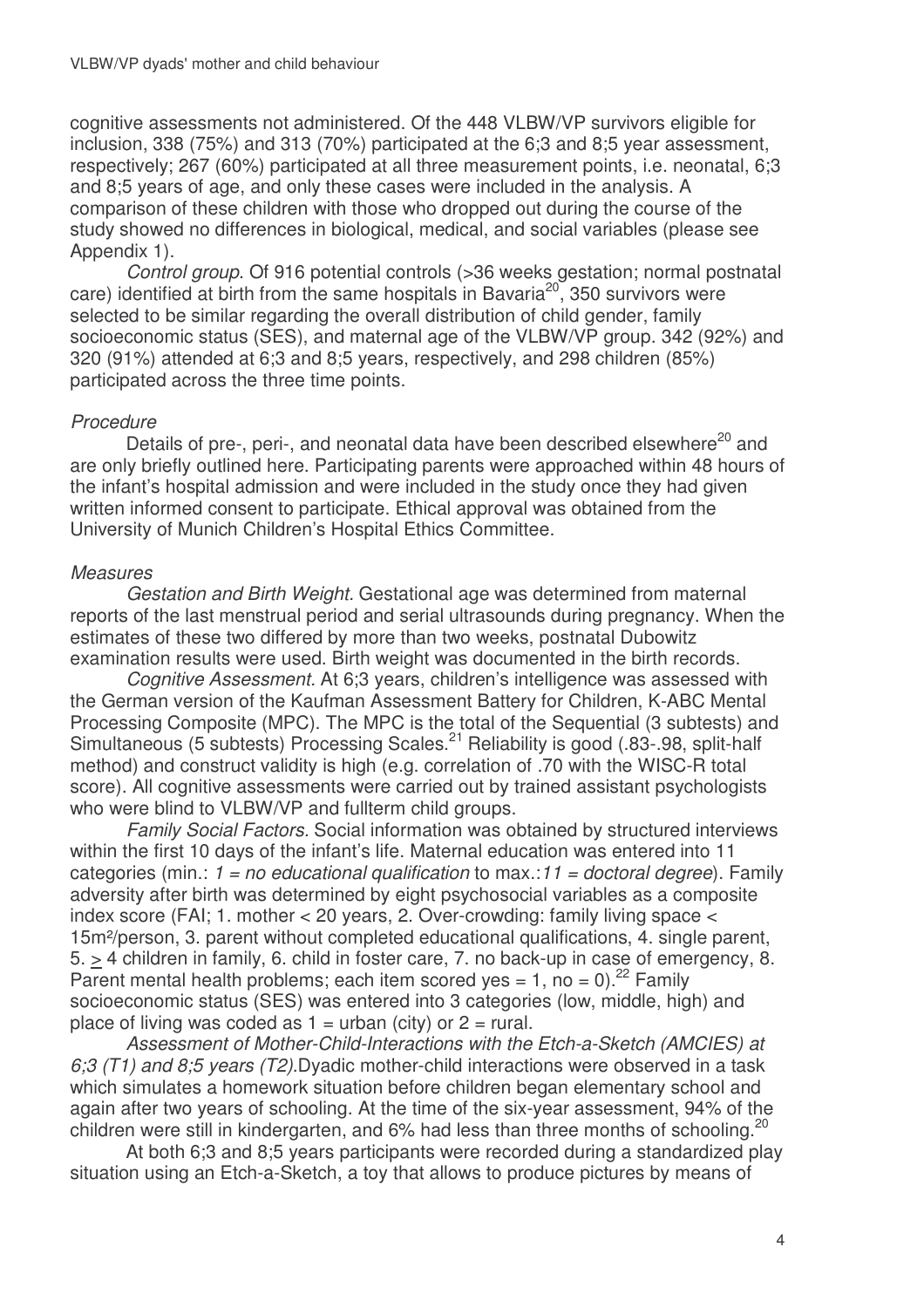cognitive assessments not administered. Of the 448 VLBW/VP survivors eligible for inclusion, 338 (75%) and 313 (70%) participated at the 6;3 and 8;5 year assessment, respectively; 267 (60%) participated at all three measurement points, i.e. neonatal, 6;3 and 8;5 years of age, and only these cases were included in the analysis. A comparison of these children with those who dropped out during the course of the study showed no differences in biological, medical, and social variables (please see Appendix 1).

*Control group.* Of 916 potential controls (>36 weeks gestation; normal postnatal care) identified at birth from the same hospitals in Bavaria[20], 350 survivors were selected to be similar regarding the overall distribution of child gender, family socioeconomic status (SES), and maternal age of the VLBW/VP group. 342 (92%) and 320 (91%) attended at 6;3 and 8;5 years, respectively, and 298 children (85%) participated across the three time points.

*Procedure*

Details of pre-, peri-, and neonatal data have been described elsewhere[20] and are only briefly outlined here. Participating parents were approached within 48 hours of the infant's hospital admission and were included in the study once they had given written informed consent to participate. Ethical approval was obtained from the University of Munich Children's Hospital Ethics Committee.

*Measures*

*Gestation and Birth Weight.* Gestational age was determined from maternal reports of the last menstrual period and serial ultrasounds during pregnancy. When the estimates of these two differed by more than two weeks, postnatal Dubowitz examination results were used. Birth weight was documented in the birth records.

*Cognitive Assessment.* At 6;3 years, children's intelligence was assessed with the German version of the Kaufman Assessment Battery for Children, K-ABC Mental Processing Composite (MPC). The MPC is the total of the Sequential (3 subtests) and Simultaneous (5 subtests) Processing Scales.[21] Reliability is good (.83-.98, split-half method) and construct validity is high (e.g. correlation of .70 with the WISC-R total score). All cognitive assessments were carried out by trained assistant psychologists who were blind to VLBW/VP and fullterm child groups.

*Family Social Factors.* Social information was obtained by structured interviews within the first 10 days of the infant's life. Maternal education was entered into 11 categories (min.: *1 = no educational qualification* to max.:*11 = doctoral degree*). Family adversity after birth was determined by eight psychosocial variables as a composite index score (FAI; 1. mother < 20 years, 2. Over-crowding: family living space < 15m²/person, 3. parent without completed educational qualifications, 4. single parent, 5. ≥ 4 children in family, 6. child in foster care, 7. no back-up in case of emergency, 8. Parent mental health problems; each item scored yes = 1, no = 0).[22] Family socioeconomic status (SES) was entered into 3 categories (low, middle, high) and place of living was coded as 1 = urban (city) or 2 = rural.

*Assessment of Mother-Child-Interactions with the Etch-a-Sketch (AMCIES) at 6;3 (T1) and 8;5 years (T2).* Dyadic mother-child interactions were observed in a task which simulates a homework situation before children began elementary school and again after two years of schooling. At the time of the six-year assessment, 94% of the children were still in kindergarten, and 6% had less than three months of schooling.[20]

At both 6;3 and 8;5 years participants were recorded during a standardized play situation using an Etch-a-Sketch, a toy that allows to produce pictures by means of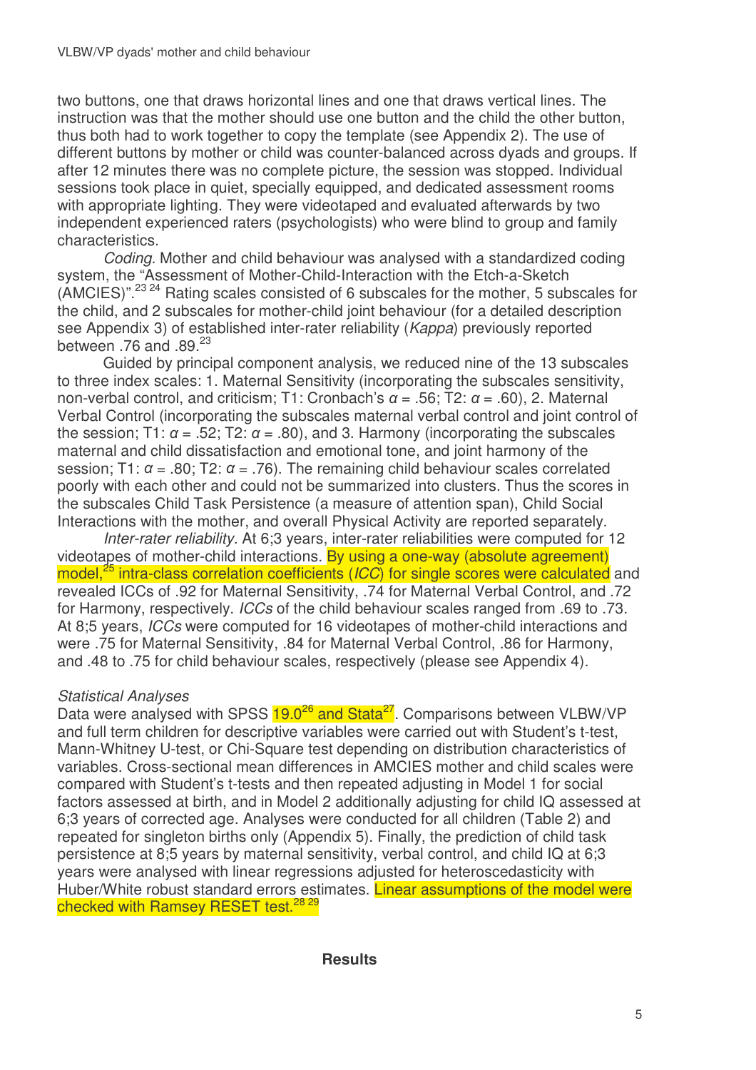two buttons, one that draws horizontal lines and one that draws vertical lines. The instruction was that the mother should use one button and the child the other button, thus both had to work together to copy the template (see Appendix 2). The use of different buttons by mother or child was counter-balanced across dyads and groups. If after 12 minutes there was no complete picture, the session was stopped. Individual sessions took place in quiet, specially equipped, and dedicated assessment rooms with appropriate lighting. They were videotaped and evaluated afterwards by two independent experienced raters (psychologists) who were blind to group and family characteristics.

*Coding.* Mother and child behaviour was analysed with a standardized coding system, the "Assessment of Mother-Child-Interaction with the Etch-a-Sketch (AMCIES)".[23 24] Rating scales consisted of 6 subscales for the mother, 5 subscales for the child, and 2 subscales for mother-child joint behaviour (for a detailed description see Appendix 3) of established inter-rater reliability (*Kappa*) previously reported between .76 and .89.[23]

Guided by principal component analysis, we reduced nine of the 13 subscales to three index scales: 1. Maternal Sensitivity (incorporating the subscales sensitivity, non-verbal control, and criticism; T1: Cronbach's $\alpha$ = .56; T2: $\alpha$ = .60), 2. Maternal Verbal Control (incorporating the subscales maternal verbal control and joint control of the session; T1: $\alpha$ = .52; T2: $\alpha$ = .80), and 3. Harmony (incorporating the subscales maternal and child dissatisfaction and emotional tone, and joint harmony of the session; T1: $\alpha$ = .80; T2: $\alpha$ = .76). The remaining child behaviour scales correlated poorly with each other and could not be summarized into clusters. Thus the scores in the subscales Child Task Persistence (a measure of attention span), Child Social Interactions with the mother, and overall Physical Activity are reported separately.

*Inter-rater reliability.* At 6;3 years, inter-rater reliabilities were computed for 12 videotapes of mother-child interactions. By using a one-way (absolute agreement) model,[25] intra-class correlation coefficients (*ICC*) for single scores were calculated and revealed ICCs of .92 for Maternal Sensitivity, .74 for Maternal Verbal Control, and .72 for Harmony, respectively. *ICCs* of the child behaviour scales ranged from .69 to .73. At 8;5 years, *ICCs* were computed for 16 videotapes of mother-child interactions and were .75 for Maternal Sensitivity, .84 for Maternal Verbal Control, .86 for Harmony, and .48 to .75 for child behaviour scales, respectively (please see Appendix 4).

### *Statistical Analyses*

Data were analysed with SPSS 19.0[26] and Stata[27]. Comparisons between VLBW/VP and full term children for descriptive variables were carried out with Student's t-test, Mann-Whitney U-test, or Chi-Square test depending on distribution characteristics of variables. Cross-sectional mean differences in AMCIES mother and child scales were compared with Student's t-tests and then repeated adjusting in Model 1 for social factors assessed at birth, and in Model 2 additionally adjusting for child IQ assessed at 6;3 years of corrected age. Analyses were conducted for all children (Table 2) and repeated for singleton births only (Appendix 5). Finally, the prediction of child task persistence at 8;5 years by maternal sensitivity, verbal control, and child IQ at 6;3 years were analysed with linear regressions adjusted for heteroscedasticity with Huber/White robust standard errors estimates. Linear assumptions of the model were checked with Ramsey RESET test.[28 29]

## Results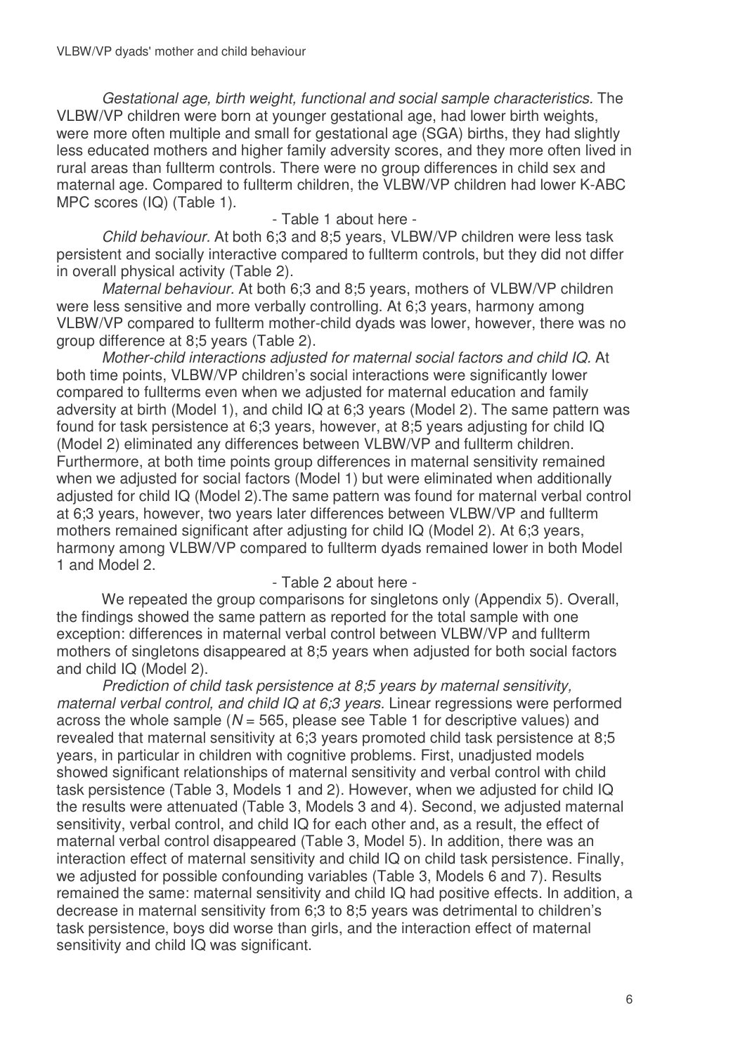*Gestational age, birth weight, functional and social sample characteristics.* The VLBW/VP children were born at younger gestational age, had lower birth weights, were more often multiple and small for gestational age (SGA) births, they had slightly less educated mothers and higher family adversity scores, and they more often lived in rural areas than fullterm controls. There were no group differences in child sex and maternal age. Compared to fullterm children, the VLBW/VP children had lower K-ABC MPC scores (IQ) (Table 1).

- Table 1 about here -

*Child behaviour.* At both 6;3 and 8;5 years, VLBW/VP children were less task persistent and socially interactive compared to fullterm controls, but they did not differ in overall physical activity (Table 2).

*Maternal behaviour.* At both 6;3 and 8;5 years, mothers of VLBW/VP children were less sensitive and more verbally controlling. At 6;3 years, harmony among VLBW/VP compared to fullterm mother-child dyads was lower, however, there was no group difference at 8;5 years (Table 2).

*Mother-child interactions adjusted for maternal social factors and child IQ.* At both time points, VLBW/VP children's social interactions were significantly lower compared to fullterms even when we adjusted for maternal education and family adversity at birth (Model 1), and child IQ at 6;3 years (Model 2). The same pattern was found for task persistence at 6;3 years, however, at 8;5 years adjusting for child IQ (Model 2) eliminated any differences between VLBW/VP and fullterm children. Furthermore, at both time points group differences in maternal sensitivity remained when we adjusted for social factors (Model 1) but were eliminated when additionally adjusted for child IQ (Model 2).The same pattern was found for maternal verbal control at 6;3 years, however, two years later differences between VLBW/VP and fullterm mothers remained significant after adjusting for child IQ (Model 2). At 6;3 years, harmony among VLBW/VP compared to fullterm dyads remained lower in both Model 1 and Model 2.

- Table 2 about here -

We repeated the group comparisons for singletons only (Appendix 5). Overall, the findings showed the same pattern as reported for the total sample with one exception: differences in maternal verbal control between VLBW/VP and fullterm mothers of singletons disappeared at 8;5 years when adjusted for both social factors and child IQ (Model 2).

*Prediction of child task persistence at 8;5 years by maternal sensitivity, maternal verbal control, and child IQ at 6;3 years.* Linear regressions were performed across the whole sample ($N = 565$, please see Table 1 for descriptive values) and revealed that maternal sensitivity at 6;3 years promoted child task persistence at 8;5 years, in particular in children with cognitive problems. First, unadjusted models showed significant relationships of maternal sensitivity and verbal control with child task persistence (Table 3, Models 1 and 2). However, when we adjusted for child IQ the results were attenuated (Table 3, Models 3 and 4). Second, we adjusted maternal sensitivity, verbal control, and child IQ for each other and, as a result, the effect of maternal verbal control disappeared (Table 3, Model 5). In addition, there was an interaction effect of maternal sensitivity and child IQ on child task persistence. Finally, we adjusted for possible confounding variables (Table 3, Models 6 and 7). Results remained the same: maternal sensitivity and child IQ had positive effects. In addition, a decrease in maternal sensitivity from 6;3 to 8;5 years was detrimental to children's task persistence, boys did worse than girls, and the interaction effect of maternal sensitivity and child IQ was significant.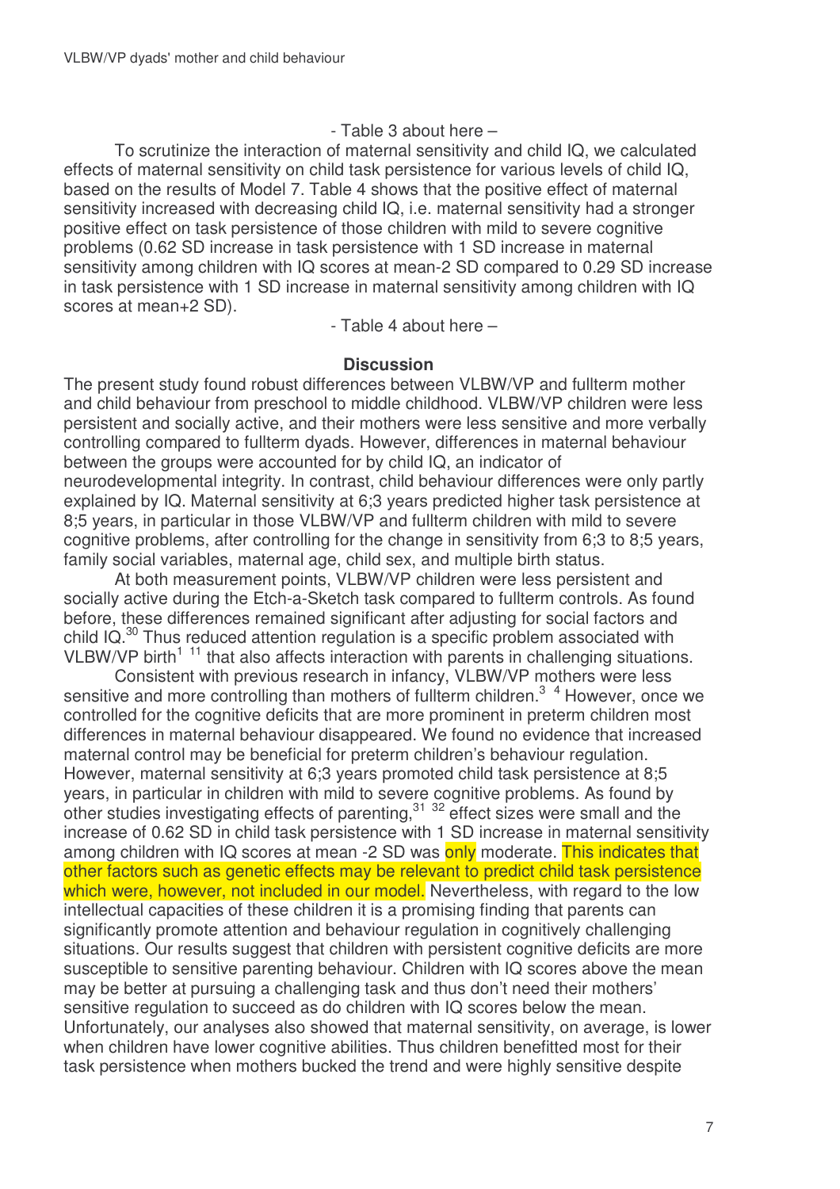- Table 3 about here –

To scrutinize the interaction of maternal sensitivity and child IQ, we calculated effects of maternal sensitivity on child task persistence for various levels of child IQ, based on the results of Model 7. Table 4 shows that the positive effect of maternal sensitivity increased with decreasing child IQ, i.e. maternal sensitivity had a stronger positive effect on task persistence of those children with mild to severe cognitive problems (0.62 SD increase in task persistence with 1 SD increase in maternal sensitivity among children with IQ scores at mean-2 SD compared to 0.29 SD increase in task persistence with 1 SD increase in maternal sensitivity among children with IQ scores at mean+2 SD).

- Table 4 about here –

## Discussion

The present study found robust differences between VLBW/VP and fullterm mother and child behaviour from preschool to middle childhood. VLBW/VP children were less persistent and socially active, and their mothers were less sensitive and more verbally controlling compared to fullterm dyads. However, differences in maternal behaviour between the groups were accounted for by child IQ, an indicator of neurodevelopmental integrity. In contrast, child behaviour differences were only partly explained by IQ. Maternal sensitivity at 6;3 years predicted higher task persistence at 8;5 years, in particular in those VLBW/VP and fullterm children with mild to severe cognitive problems, after controlling for the change in sensitivity from 6;3 to 8;5 years, family social variables, maternal age, child sex, and multiple birth status.

At both measurement points, VLBW/VP children were less persistent and socially active during the Etch-a-Sketch task compared to fullterm controls. As found before, these differences remained significant after adjusting for social factors and child IQ.[30] Thus reduced attention regulation is a specific problem associated with VLBW/VP birth[1] [11] that also affects interaction with parents in challenging situations.

Consistent with previous research in infancy, VLBW/VP mothers were less sensitive and more controlling than mothers of fullterm children.[3] [4] However, once we controlled for the cognitive deficits that are more prominent in preterm children most differences in maternal behaviour disappeared. We found no evidence that increased maternal control may be beneficial for preterm children's behaviour regulation. However, maternal sensitivity at 6;3 years promoted child task persistence at 8;5 years, in particular in children with mild to severe cognitive problems. As found by other studies investigating effects of parenting,[31] [32] effect sizes were small and the increase of 0.62 SD in child task persistence with 1 SD increase in maternal sensitivity among children with IQ scores at mean -2 SD was only moderate. This indicates that other factors such as genetic effects may be relevant to predict child task persistence which were, however, not included in our model. Nevertheless, with regard to the low intellectual capacities of these children it is a promising finding that parents can significantly promote attention and behaviour regulation in cognitively challenging situations. Our results suggest that children with persistent cognitive deficits are more susceptible to sensitive parenting behaviour. Children with IQ scores above the mean may be better at pursuing a challenging task and thus don't need their mothers' sensitive regulation to succeed as do children with IQ scores below the mean. Unfortunately, our analyses also showed that maternal sensitivity, on average, is lower when children have lower cognitive abilities. Thus children benefitted most for their task persistence when mothers bucked the trend and were highly sensitive despite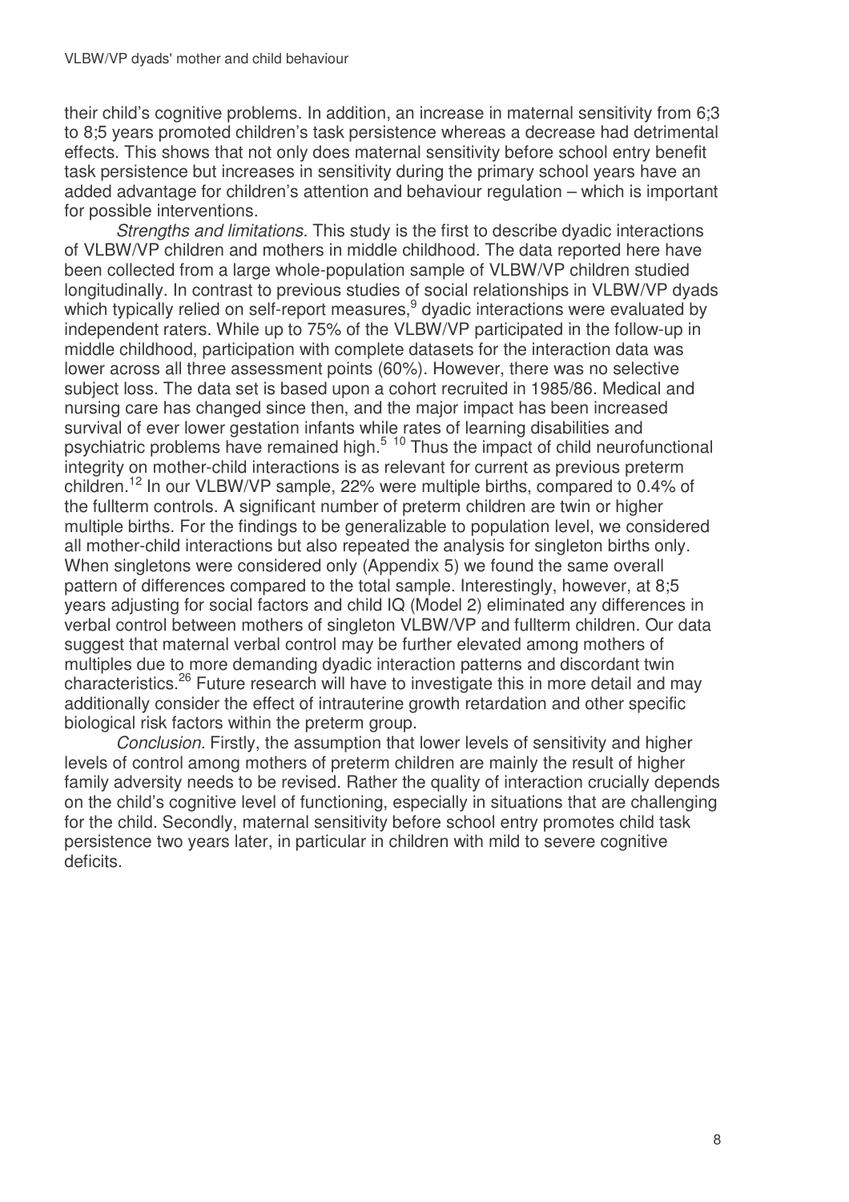their child's cognitive problems. In addition, an increase in maternal sensitivity from 6;3 to 8;5 years promoted children's task persistence whereas a decrease had detrimental effects. This shows that not only does maternal sensitivity before school entry benefit task persistence but increases in sensitivity during the primary school years have an added advantage for children's attention and behaviour regulation – which is important for possible interventions.

*Strengths and limitations.* This study is the first to describe dyadic interactions of VLBW/VP children and mothers in middle childhood. The data reported here have been collected from a large whole-population sample of VLBW/VP children studied longitudinally. In contrast to previous studies of social relationships in VLBW/VP dyads which typically relied on self-report measures,[9] dyadic interactions were evaluated by independent raters. While up to 75% of the VLBW/VP participated in the follow-up in middle childhood, participation with complete datasets for the interaction data was lower across all three assessment points (60%). However, there was no selective subject loss. The data set is based upon a cohort recruited in 1985/86. Medical and nursing care has changed since then, and the major impact has been increased survival of ever lower gestation infants while rates of learning disabilities and psychiatric problems have remained high.[5,10] Thus the impact of child neurofunctional integrity on mother-child interactions is as relevant for current as previous preterm children.[12] In our VLBW/VP sample, 22% were multiple births, compared to 0.4% of the fullterm controls. A significant number of preterm children are twin or higher multiple births. For the findings to be generalizable to population level, we considered all mother-child interactions but also repeated the analysis for singleton births only. When singletons were considered only (Appendix 5) we found the same overall pattern of differences compared to the total sample. Interestingly, however, at 8;5 years adjusting for social factors and child IQ (Model 2) eliminated any differences in verbal control between mothers of singleton VLBW/VP and fullterm children. Our data suggest that maternal verbal control may be further elevated among mothers of multiples due to more demanding dyadic interaction patterns and discordant twin characteristics.[26] Future research will have to investigate this in more detail and may additionally consider the effect of intrauterine growth retardation and other specific biological risk factors within the preterm group.

*Conclusion.* Firstly, the assumption that lower levels of sensitivity and higher levels of control among mothers of preterm children are mainly the result of higher family adversity needs to be revised. Rather the quality of interaction crucially depends on the child's cognitive level of functioning, especially in situations that are challenging for the child. Secondly, maternal sensitivity before school entry promotes child task persistence two years later, in particular in children with mild to severe cognitive deficits.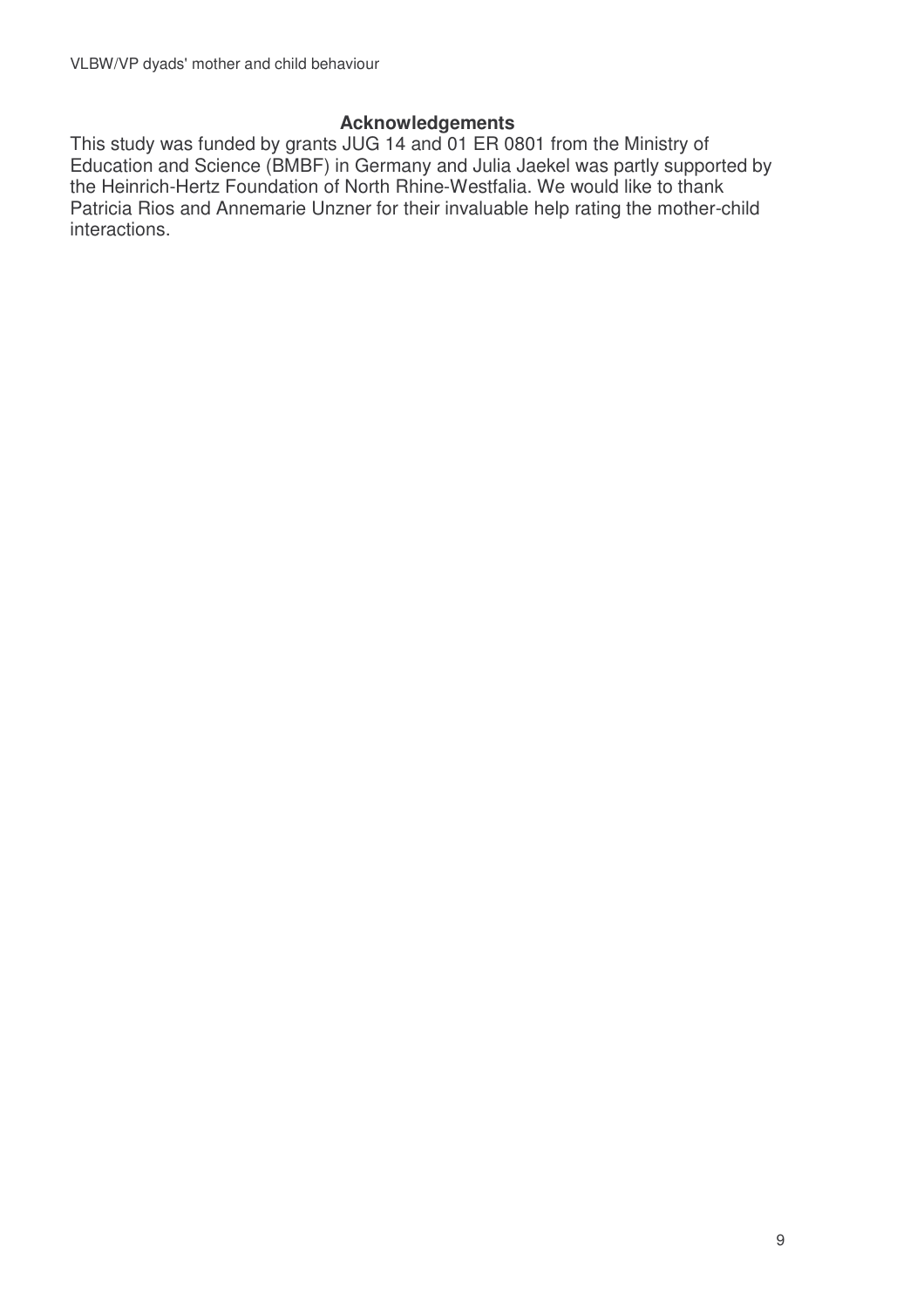## Acknowledgements

This study was funded by grants JUG 14 and 01 ER 0801 from the Ministry of Education and Science (BMBF) in Germany and Julia Jaekel was partly supported by the Heinrich-Hertz Foundation of North Rhine-Westfalia. We would like to thank Patricia Rios and Annemarie Unzner for their invaluable help rating the mother-child interactions.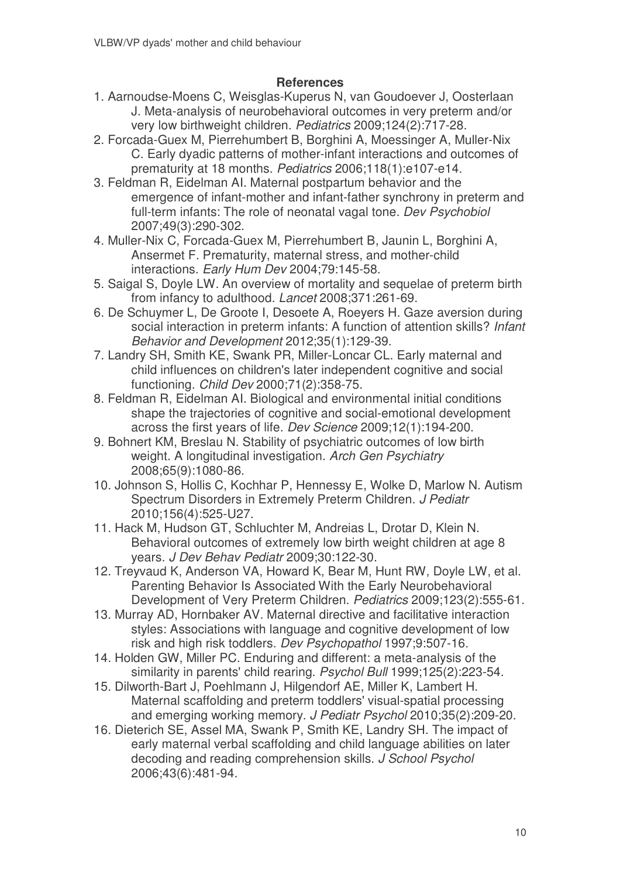## References

1. Aarnoudse-Moens C, Weisglas-Kuperus N, van Goudoever J, Oosterlaan J. Meta-analysis of neurobehavioral outcomes in very preterm and/or very low birthweight children. *Pediatrics* 2009;124(2):717-28.
2. Forcada-Guex M, Pierrehumbert B, Borghini A, Moessinger A, Muller-Nix C. Early dyadic patterns of mother-infant interactions and outcomes of prematurity at 18 months. *Pediatrics* 2006;118(1):e107-e14.
3. Feldman R, Eidelman AI. Maternal postpartum behavior and the emergence of infant-mother and infant-father synchrony in preterm and full-term infants: The role of neonatal vagal tone. *Dev Psychobiol* 2007;49(3):290-302.
4. Muller-Nix C, Forcada-Guex M, Pierrehumbert B, Jaunin L, Borghini A, Ansermet F. Prematurity, maternal stress, and mother-child interactions. *Early Hum Dev* 2004;79:145-58.
5. Saigal S, Doyle LW. An overview of mortality and sequelae of preterm birth from infancy to adulthood. *Lancet* 2008;371:261-69.
6. De Schuymer L, De Groote I, Desoete A, Roeyers H. Gaze aversion during social interaction in preterm infants: A function of attention skills? *Infant Behavior and Development* 2012;35(1):129-39.
7. Landry SH, Smith KE, Swank PR, Miller-Loncar CL. Early maternal and child influences on children's later independent cognitive and social functioning. *Child Dev* 2000;71(2):358-75.
8. Feldman R, Eidelman AI. Biological and environmental initial conditions shape the trajectories of cognitive and social-emotional development across the first years of life. *Dev Science* 2009;12(1):194-200.
9. Bohnert KM, Breslau N. Stability of psychiatric outcomes of low birth weight. A longitudinal investigation. *Arch Gen Psychiatry* 2008;65(9):1080-86.
10. Johnson S, Hollis C, Kochhar P, Hennessy E, Wolke D, Marlow N. Autism Spectrum Disorders in Extremely Preterm Children. *J Pediatr* 2010;156(4):525-U27.
11. Hack M, Hudson GT, Schluchter M, Andreias L, Drotar D, Klein N. Behavioral outcomes of extremely low birth weight children at age 8 years. *J Dev Behav Pediatr* 2009;30:122-30.
12. Treyvaud K, Anderson VA, Howard K, Bear M, Hunt RW, Doyle LW, et al. Parenting Behavior Is Associated With the Early Neurobehavioral Development of Very Preterm Children. *Pediatrics* 2009;123(2):555-61.
13. Murray AD, Hornbaker AV. Maternal directive and facilitative interaction styles: Associations with language and cognitive development of low risk and high risk toddlers. *Dev Psychopathol* 1997;9:507-16.
14. Holden GW, Miller PC. Enduring and different: a meta-analysis of the similarity in parents' child rearing. *Psychol Bull* 1999;125(2):223-54.
15. Dilworth-Bart J, Poehlmann J, Hilgendorf AE, Miller K, Lambert H. Maternal scaffolding and preterm toddlers' visual-spatial processing and emerging working memory. *J Pediatr Psychol* 2010;35(2):209-20.
16. Dieterich SE, Assel MA, Swank P, Smith KE, Landry SH. The impact of early maternal verbal scaffolding and child language abilities on later decoding and reading comprehension skills. *J School Psychol* 2006;43(6):481-94.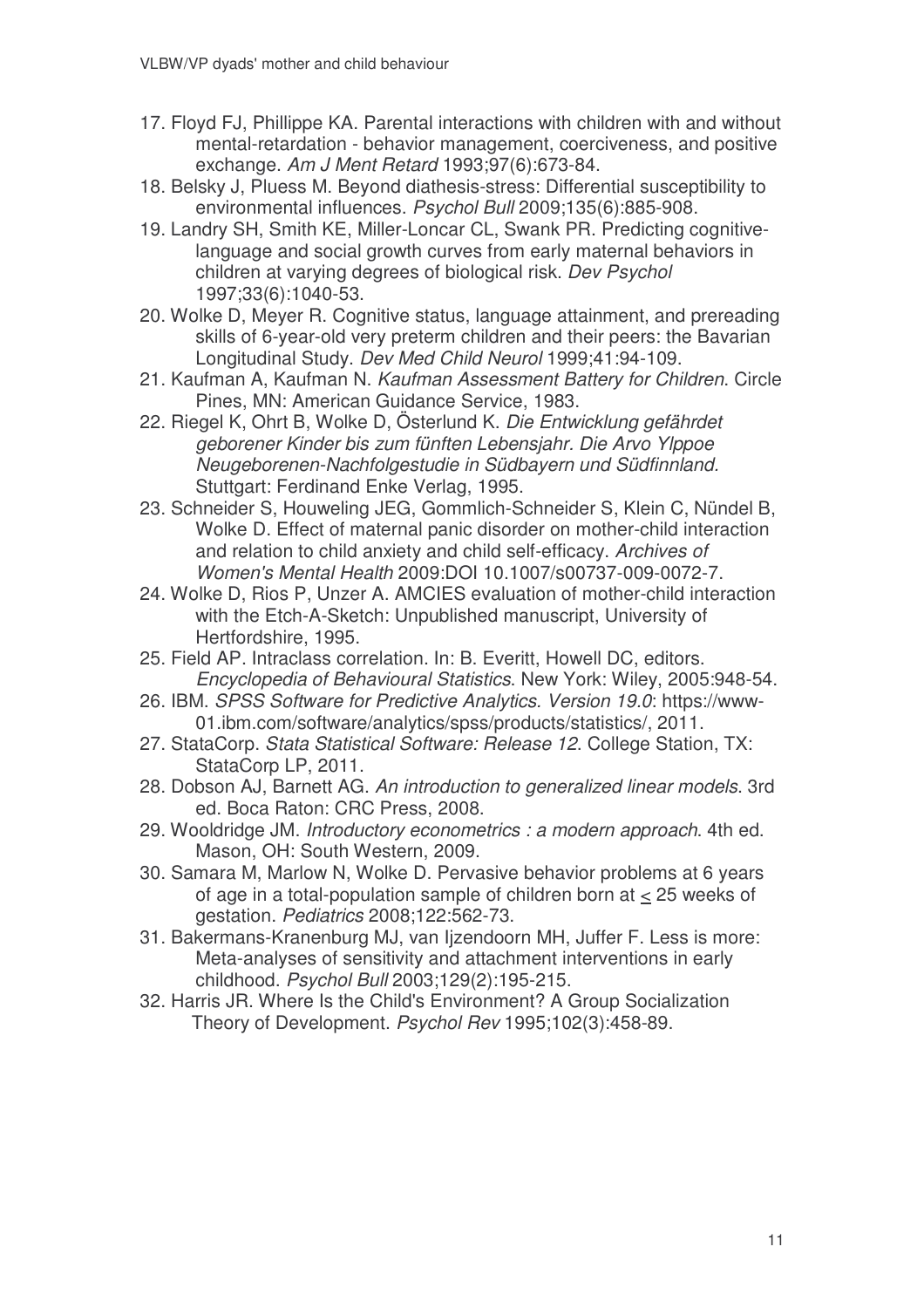17. Floyd FJ, Phillippe KA. Parental interactions with children with and without mental-retardation - behavior management, coerciveness, and positive exchange. *Am J Ment Retard* 1993;97(6):673-84.
18. Belsky J, Pluess M. Beyond diathesis-stress: Differential susceptibility to environmental influences. *Psychol Bull* 2009;135(6):885-908.
19. Landry SH, Smith KE, Miller-Loncar CL, Swank PR. Predicting cognitive-language and social growth curves from early maternal behaviors in children at varying degrees of biological risk. *Dev Psychol* 1997;33(6):1040-53.
20. Wolke D, Meyer R. Cognitive status, language attainment, and prereading skills of 6-year-old very preterm children and their peers: the Bavarian Longitudinal Study. *Dev Med Child Neurol* 1999;41:94-109.
21. Kaufman A, Kaufman N. *Kaufman Assessment Battery for Children*. Circle Pines, MN: American Guidance Service, 1983.
22. Riegel K, Ohrt B, Wolke D, Österlund K. *Die Entwicklung gefährdet geborener Kinder bis zum fünften Lebensjahr. Die Arvo Ylppoe Neugeborenen-Nachfolgestudie in Südbayern und Südfinnland.* Stuttgart: Ferdinand Enke Verlag, 1995.
23. Schneider S, Houweling JEG, Gommlich-Schneider S, Klein C, Nündel B, Wolke D. Effect of maternal panic disorder on mother-child interaction and relation to child anxiety and child self-efficacy. *Archives of Women's Mental Health* 2009:DOI 10.1007/s00737-009-0072-7.
24. Wolke D, Rios P, Unzer A. AMCIES evaluation of mother-child interaction with the Etch-A-Sketch: Unpublished manuscript, University of Hertfordshire, 1995.
25. Field AP. Intraclass correlation. In: B. Everitt, Howell DC, editors. *Encyclopedia of Behavioural Statistics*. New York: Wiley, 2005:948-54.
26. IBM. *SPSS Software for Predictive Analytics. Version 19.0*: https://www-01.ibm.com/software/analytics/spss/products/statistics/, 2011.
27. StataCorp. *Stata Statistical Software: Release 12*. College Station, TX: StataCorp LP, 2011.
28. Dobson AJ, Barnett AG. *An introduction to generalized linear models*. 3rd ed. Boca Raton: CRC Press, 2008.
29. Wooldridge JM. *Introductory econometrics : a modern approach*. 4th ed. Mason, OH: South Western, 2009.
30. Samara M, Marlow N, Wolke D. Pervasive behavior problems at 6 years of age in a total-population sample of children born at $\leq$ 25 weeks of gestation. *Pediatrics* 2008;122:562-73.
31. Bakermans-Kranenburg MJ, van Ijzendoorn MH, Juffer F. Less is more: Meta-analyses of sensitivity and attachment interventions in early childhood. *Psychol Bull* 2003;129(2):195-215.
32. Harris JR. Where Is the Child's Environment? A Group Socialization Theory of Development. *Psychol Rev* 1995;102(3):458-89.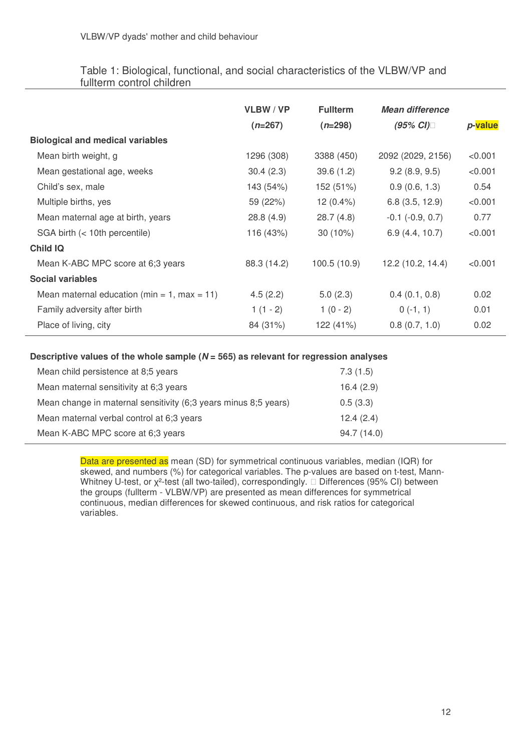Table 1: Biological, functional, and social characteristics of the VLBW/VP and fullterm control children

| | VLBW / VP (*n*=267) | Fullterm (*n*=298) | *Mean difference (95% CI)*□ | *p*-value |
|---|---|---|---|---|
| **Biological and medical variables** | | | | |
| Mean birth weight, g | 1296 (308) | 3388 (450) | 2092 (2029, 2156) | <0.001 |
| Mean gestational age, weeks | 30.4 (2.3) | 39.6 (1.2) | 9.2 (8.9, 9.5) | <0.001 |
| Child's sex, male | 143 (54%) | 152 (51%) | 0.9 (0.6, 1.3) | 0.54 |
| Multiple births, yes | 59 (22%) | 12 (0.4%) | 6.8 (3.5, 12.9) | <0.001 |
| Mean maternal age at birth, years | 28.8 (4.9) | 28.7 (4.8) | -0.1 (-0.9, 0.7) | 0.77 |
| SGA birth (< 10th percentile) | 116 (43%) | 30 (10%) | 6.9 (4.4, 10.7) | <0.001 |
| **Child IQ** | | | | |
| Mean K-ABC MPC score at 6;3 years | 88.3 (14.2) | 100.5 (10.9) | 12.2 (10.2, 14.4) | <0.001 |
| **Social variables** | | | | |
| Mean maternal education (min = 1, max = 11) | 4.5 (2.2) | 5.0 (2.3) | 0.4 (0.1, 0.8) | 0.02 |
| Family adversity after birth | 1 (1 - 2) | 1 (0 - 2) | 0 (-1, 1) | 0.01 |
| Place of living, city | 84 (31%) | 122 (41%) | 0.8 (0.7, 1.0) | 0.02 |

| **Descriptive values of the whole sample (*N* = 565) as relevant for regression analyses** | |
|---|---|
| Mean child persistence at 8;5 years | 7.3 (1.5) |
| Mean maternal sensitivity at 6;3 years | 16.4 (2.9) |
| Mean change in maternal sensitivity (6;3 years minus 8;5 years) | 0.5 (3.3) |
| Mean maternal verbal control at 6;3 years | 12.4 (2.4) |
| Mean K-ABC MPC score at 6;3 years | 94.7 (14.0) |

Data are presented as mean (SD) for symmetrical continuous variables, median (IQR) for skewed, and numbers (%) for categorical variables. The p-values are based on t-test, Mann-Whitney U-test, or $\chi^2$-test (all two-tailed), correspondingly. □ Differences (95% CI) between the groups (fullterm - VLBW/VP) are presented as mean differences for symmetrical continuous, median differences for skewed continuous, and risk ratios for categorical variables.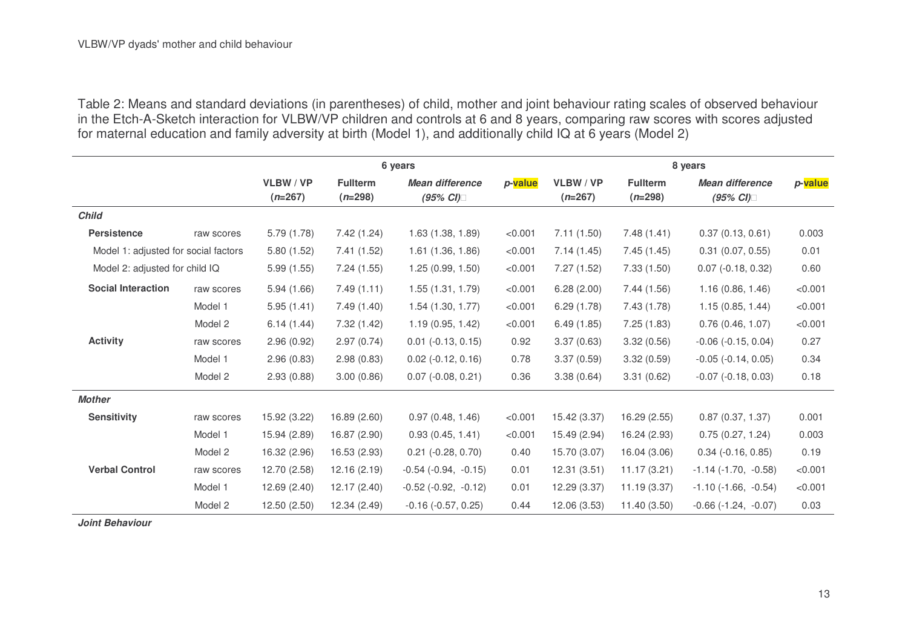Table 2: Means and standard deviations (in parentheses) of child, mother and joint behaviour rating scales of observed behaviour in the Etch-A-Sketch interaction for VLBW/VP children and controls at 6 and 8 years, comparing raw scores with scores adjusted for maternal education and family adversity at birth (Model 1), and additionally child IQ at 6 years (Model 2)

| | | 6 years | | | | 8 years | | | |
|---|---|---|---|---|---|---|---|---|---|
| | | **VLBW / VP (*n*=267)** | **Fullterm (*n*=298)** | ***Mean difference (95% CI)*** | ***p*-value** | **VLBW / VP (*n*=267)** | **Fullterm (*n*=298)** | ***Mean difference (95% CI)*** | ***p*-value** |
| ***Child*** | | | | | | | | | |
| **Persistence** | raw scores | 5.79 (1.78) | 7.42 (1.24) | 1.63 (1.38, 1.89) | <0.001 | 7.11 (1.50) | 7.48 (1.41) | 0.37 (0.13, 0.61) | 0.003 |
| Model 1: adjusted for social factors | | 5.80 (1.52) | 7.41 (1.52) | 1.61 (1.36, 1.86) | <0.001 | 7.14 (1.45) | 7.45 (1.45) | 0.31 (0.07, 0.55) | 0.01 |
| Model 2: adjusted for child IQ | | 5.99 (1.55) | 7.24 (1.55) | 1.25 (0.99, 1.50) | <0.001 | 7.27 (1.52) | 7.33 (1.50) | 0.07 (-0.18, 0.32) | 0.60 |
| **Social Interaction** | raw scores | 5.94 (1.66) | 7.49 (1.11) | 1.55 (1.31, 1.79) | <0.001 | 6.28 (2.00) | 7.44 (1.56) | 1.16 (0.86, 1.46) | <0.001 |
| | Model 1 | 5.95 (1.41) | 7.49 (1.40) | 1.54 (1.30, 1.77) | <0.001 | 6.29 (1.78) | 7.43 (1.78) | 1.15 (0.85, 1.44) | <0.001 |
| | Model 2 | 6.14 (1.44) | 7.32 (1.42) | 1.19 (0.95, 1.42) | <0.001 | 6.49 (1.85) | 7.25 (1.83) | 0.76 (0.46, 1.07) | <0.001 |
| **Activity** | raw scores | 2.96 (0.92) | 2.97 (0.74) | 0.01 (-0.13, 0.15) | 0.92 | 3.37 (0.63) | 3.32 (0.56) | -0.06 (-0.15, 0.04) | 0.27 |
| | Model 1 | 2.96 (0.83) | 2.98 (0.83) | 0.02 (-0.12, 0.16) | 0.78 | 3.37 (0.59) | 3.32 (0.59) | -0.05 (-0.14, 0.05) | 0.34 |
| | Model 2 | 2.93 (0.88) | 3.00 (0.86) | 0.07 (-0.08, 0.21) | 0.36 | 3.38 (0.64) | 3.31 (0.62) | -0.07 (-0.18, 0.03) | 0.18 |
| ***Mother*** | | | | | | | | | |
| **Sensitivity** | raw scores | 15.92 (3.22) | 16.89 (2.60) | 0.97 (0.48, 1.46) | <0.001 | 15.42 (3.37) | 16.29 (2.55) | 0.87 (0.37, 1.37) | 0.001 |
| | Model 1 | 15.94 (2.89) | 16.87 (2.90) | 0.93 (0.45, 1.41) | <0.001 | 15.49 (2.94) | 16.24 (2.93) | 0.75 (0.27, 1.24) | 0.003 |
| | Model 2 | 16.32 (2.96) | 16.53 (2.93) | 0.21 (-0.28, 0.70) | 0.40 | 15.70 (3.07) | 16.04 (3.06) | 0.34 (-0.16, 0.85) | 0.19 |
| **Verbal Control** | raw scores | 12.70 (2.58) | 12.16 (2.19) | -0.54 (-0.94, -0.15) | 0.01 | 12.31 (3.51) | 11.17 (3.21) | -1.14 (-1.70, -0.58) | <0.001 |
| | Model 1 | 12.69 (2.40) | 12.17 (2.40) | -0.52 (-0.92, -0.12) | 0.01 | 12.29 (3.37) | 11.19 (3.37) | -1.10 (-1.66, -0.54) | <0.001 |
| | Model 2 | 12.50 (2.50) | 12.34 (2.49) | -0.16 (-0.57, 0.25) | 0.44 | 12.06 (3.53) | 11.40 (3.50) | -0.66 (-1.24, -0.07) | 0.03 |
| ***Joint Behaviour*** | | | | | | | | | |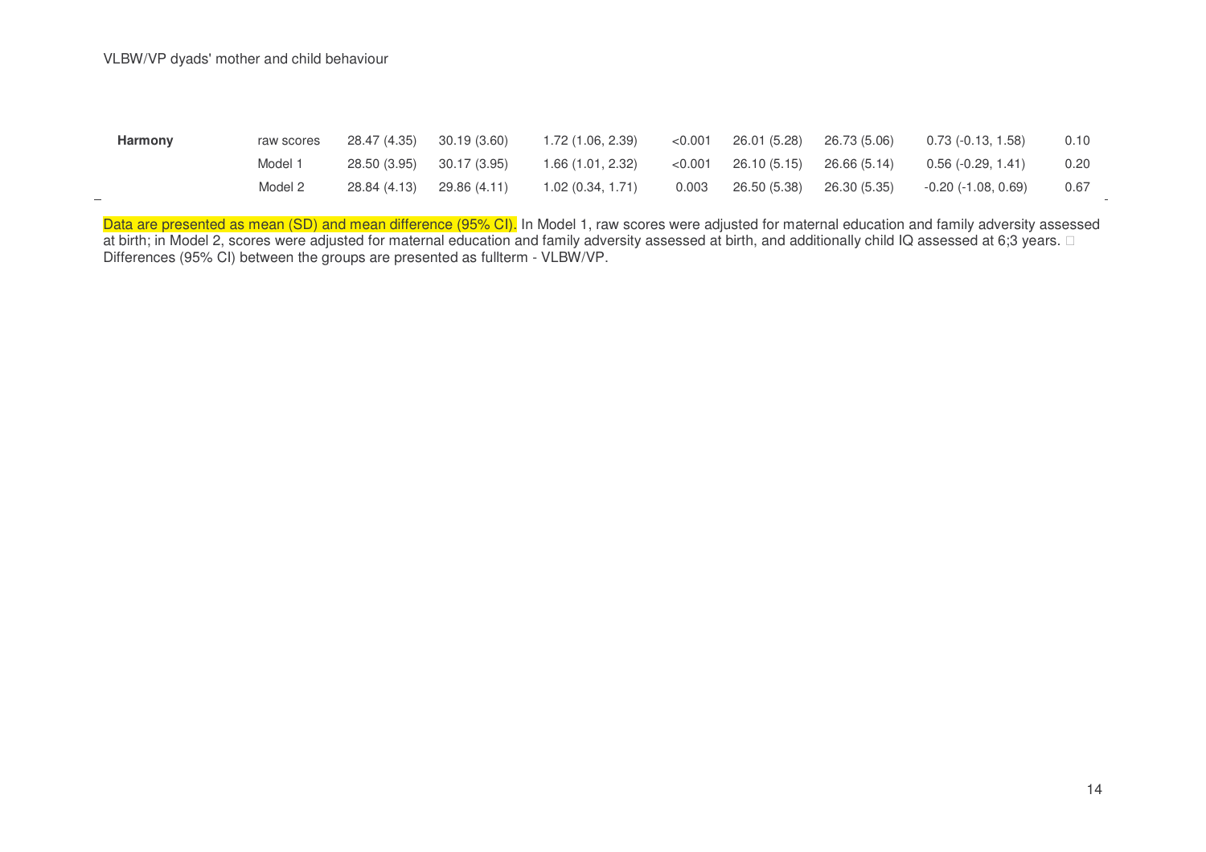| | | | | | | | | | |
|---|---|---|---|---|---|---|---|---|---|
| **Harmony** | raw scores | 28.47 (4.35) | 30.19 (3.60) | 1.72 (1.06, 2.39) | <0.001 | 26.01 (5.28) | 26.73 (5.06) | 0.73 (-0.13, 1.58) | 0.10 |
| | Model 1 | 28.50 (3.95) | 30.17 (3.95) | 1.66 (1.01, 2.32) | <0.001 | 26.10 (5.15) | 26.66 (5.14) | 0.56 (-0.29, 1.41) | 0.20 |
| | Model 2 | 28.84 (4.13) | 29.86 (4.11) | 1.02 (0.34, 1.71) | 0.003 | 26.50 (5.38) | 26.30 (5.35) | -0.20 (-1.08, 0.69) | 0.67 |

Data are presented as mean (SD) and mean difference (95% CI). In Model 1, raw scores were adjusted for maternal education and family adversity assessed at birth; in Model 2, scores were adjusted for maternal education and family adversity assessed at birth, and additionally child IQ assessed at 6;3 years. Differences (95% CI) between the groups are presented as fullterm - VLBW/VP.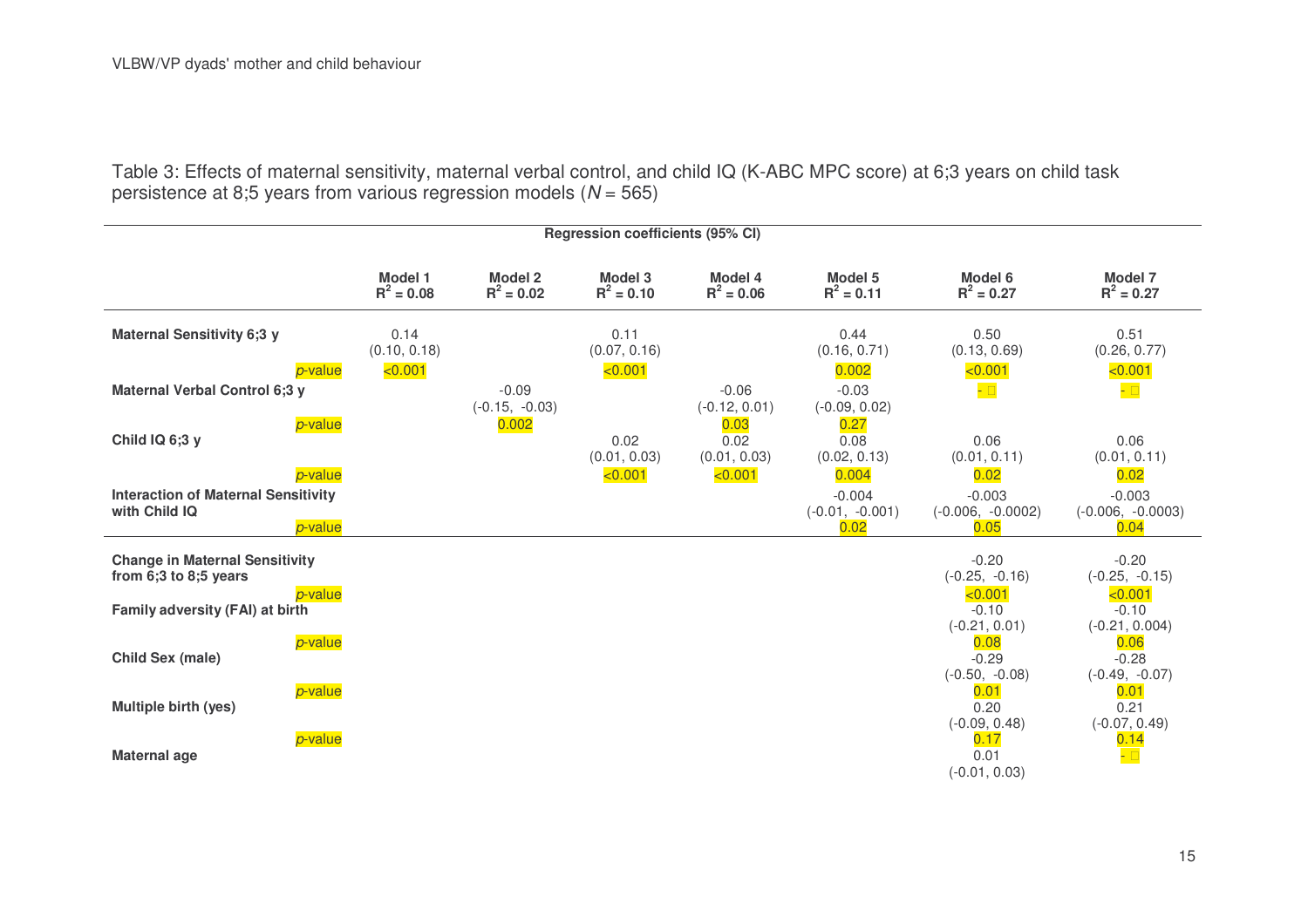Table 3: Effects of maternal sensitivity, maternal verbal control, and child IQ (K-ABC MPC score) at 6;3 years on child task persistence at 8;5 years from various regression models (*N* = 565)

| | Regression coefficients (95% CI) | | | | | | |
|---|---|---|---|---|---|---|---|
| | **Model 1** $R^2 = 0.08$ | **Model 2** $R^2 = 0.02$ | **Model 3** $R^2 = 0.10$ | **Model 4** $R^2 = 0.06$ | **Model 5** $R^2 = 0.11$ | **Model 6** $R^2 = 0.27$ | **Model 7** $R^2 = 0.27$ |
| **Maternal Sensitivity 6;3 y** | 0.14 (0.10, 0.18) | | 0.11 (0.07, 0.16) | | 0.44 (0.16, 0.71) | 0.50 (0.13, 0.69) | 0.51 (0.26, 0.77) |
| *p*-value | <0.001 | | <0.001 | | 0.002 | <0.001 | <0.001 |
| **Maternal Verbal Control 6;3 y** | | -0.09 (-0.15, -0.03) | | -0.06 (-0.12, 0.01) | -0.03 (-0.09, 0.02) | - | - |
| *p*-value | | 0.002 | | 0.03 | 0.27 | | |
| **Child IQ 6;3 y** | | | 0.02 (0.01, 0.03) | 0.02 (0.01, 0.03) | 0.08 (0.02, 0.13) | 0.06 (0.01, 0.11) | 0.06 (0.01, 0.11) |
| *p*-value | | | <0.001 | <0.001 | 0.004 | 0.02 | 0.02 |
| **Interaction of Maternal Sensitivity with Child IQ** | | | | | -0.004 (-0.01, -0.001) | -0.003 (-0.006, -0.0002) | -0.003 (-0.006, -0.0003) |
| *p*-value | | | | | 0.02 | 0.05 | 0.04 |
| **Change in Maternal Sensitivity from 6;3 to 8;5 years** | | | | | | -0.20 (-0.25, -0.16) | -0.20 (-0.25, -0.15) |
| *p*-value | | | | | | <0.001 | <0.001 |
| **Family adversity (FAI) at birth** | | | | | | -0.10 (-0.21, 0.01) | -0.10 (-0.21, 0.004) |
| *p*-value | | | | | | 0.08 | 0.06 |
| **Child Sex (male)** | | | | | | -0.29 (-0.50, -0.08) | -0.28 (-0.49, -0.07) |
| *p*-value | | | | | | 0.01 | 0.01 |
| **Multiple birth (yes)** | | | | | | 0.20 (-0.09, 0.48) | 0.21 (-0.07, 0.49) |
| *p*-value | | | | | | 0.17 | 0.14 |
| **Maternal age** | | | | | | 0.01 (-0.01, 0.03) | - |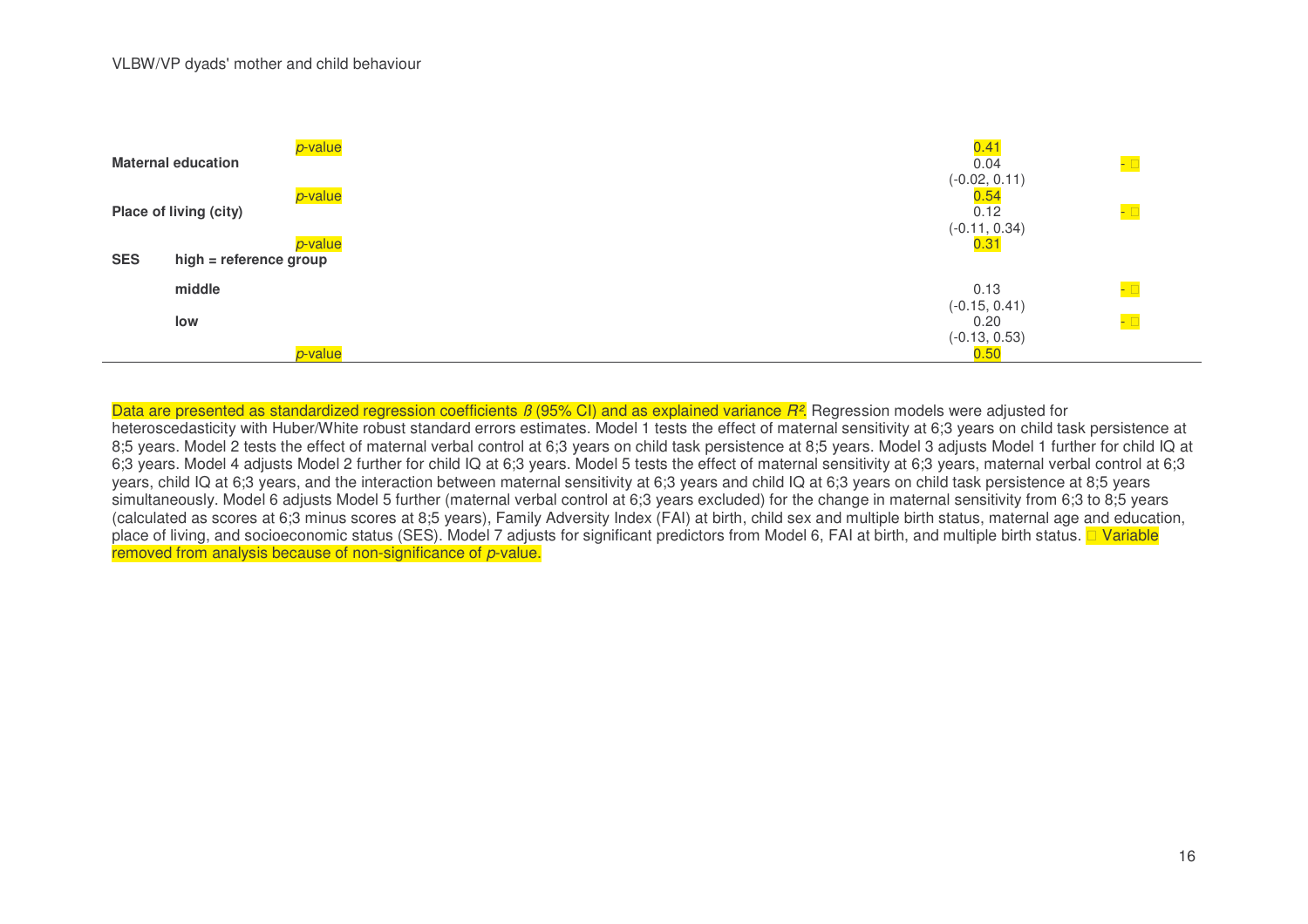| | | | |
|---|---|---|---|
| | *p*-value | 0.41 | |
| **Maternal education** | | 0.04 (-0.02, 0.11) | - □ |
| | *p*-value | 0.54 | |
| **Place of living (city)** | | 0.12 (-0.11, 0.34) | - □ |
| | *p*-value | 0.31 | |
| **SES** | **high = reference group** | | |
| | **middle** | 0.13 (-0.15, 0.41) | - □ |
| | **low** | 0.20 (-0.13, 0.53) | - □ |
| | *p*-value | 0.50 | |

Data are presented as standardized regression coefficients *β* (95% CI) and as explained variance $R^2$. Regression models were adjusted for heteroscedasticity with Huber/White robust standard errors estimates. Model 1 tests the effect of maternal sensitivity at 6;3 years on child task persistence at 8;5 years. Model 2 tests the effect of maternal verbal control at 6;3 years on child task persistence at 8;5 years. Model 3 adjusts Model 1 further for child IQ at 6;3 years. Model 4 adjusts Model 2 further for child IQ at 6;3 years. Model 5 tests the effect of maternal sensitivity at 6;3 years, maternal verbal control at 6;3 years, child IQ at 6;3 years, and the interaction between maternal sensitivity at 6;3 years and child IQ at 6;3 years on child task persistence at 8;5 years simultaneously. Model 6 adjusts Model 5 further (maternal verbal control at 6;3 years excluded) for the change in maternal sensitivity from 6;3 to 8;5 years (calculated as scores at 6;3 minus scores at 8;5 years), Family Adversity Index (FAI) at birth, child sex and multiple birth status, maternal age and education, place of living, and socioeconomic status (SES). Model 7 adjusts for significant predictors from Model 6, FAI at birth, and multiple birth status. □ Variable removed from analysis because of non-significance of *p*-value.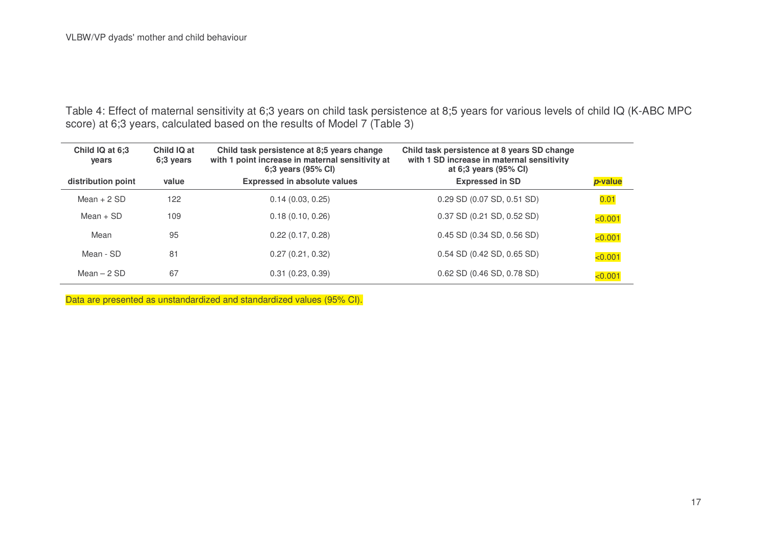Table 4: Effect of maternal sensitivity at 6;3 years on child task persistence at 8;5 years for various levels of child IQ (K-ABC MPC score) at 6;3 years, calculated based on the results of Model 7 (Table 3)

| Child IQ at 6;3 years distribution point | Child IQ at 6;3 years value | Child task persistence at 8;5 years change with 1 point increase in maternal sensitivity at 6;3 years (95% CI) Expressed in absolute values | Child task persistence at 8 years SD change with 1 SD increase in maternal sensitivity at 6;3 years (95% CI) Expressed in SD | *p*-value |
|---|---|---|---|---|
| Mean + 2 SD | 122 | 0.14 (0.03, 0.25) | 0.29 SD (0.07 SD, 0.51 SD) | 0.01 |
| Mean + SD | 109 | 0.18 (0.10, 0.26) | 0.37 SD (0.21 SD, 0.52 SD) | <0.001 |
| Mean | 95 | 0.22 (0.17, 0.28) | 0.45 SD (0.34 SD, 0.56 SD) | <0.001 |
| Mean - SD | 81 | 0.27 (0.21, 0.32) | 0.54 SD (0.42 SD, 0.65 SD) | <0.001 |
| Mean – 2 SD | 67 | 0.31 (0.23, 0.39) | 0.62 SD (0.46 SD, 0.78 SD) | <0.001 |

Data are presented as unstandardized and standardized values (95% CI).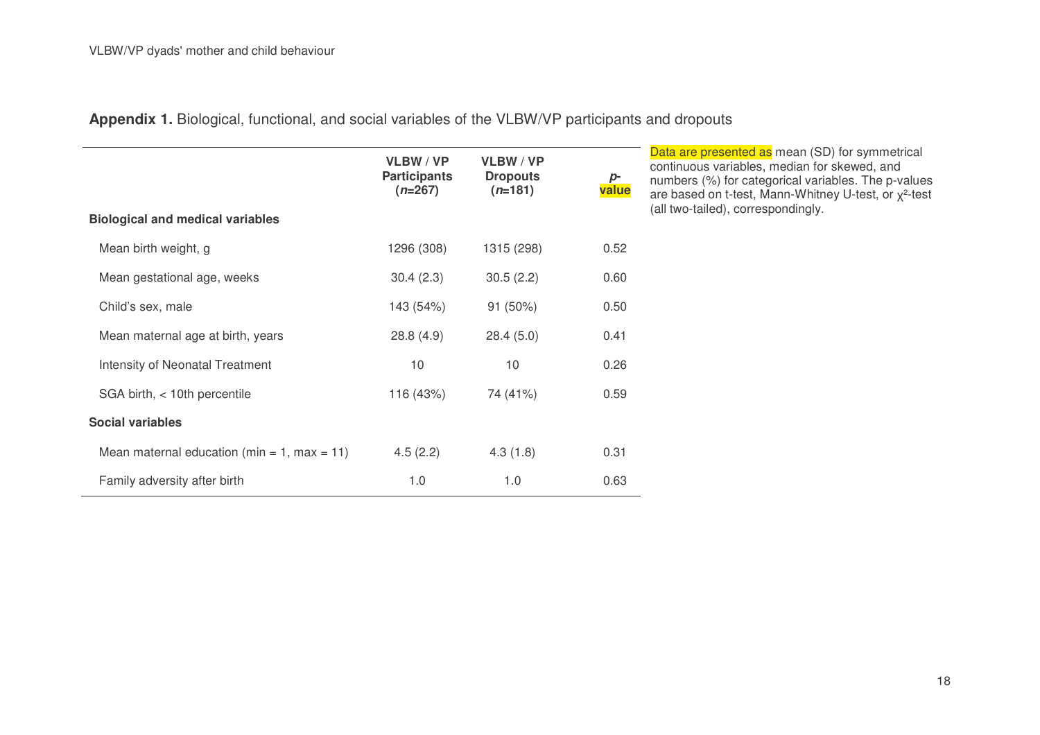**Appendix 1.** Biological, functional, and social variables of the VLBW/VP participants and dropouts

| | VLBW / VP Participants (*n*=267) | VLBW / VP Dropouts (*n*=181) | *p*-value |
|---|---|---|---|
| **Biological and medical variables** | | | |
| Mean birth weight, g | 1296 (308) | 1315 (298) | 0.52 |
| Mean gestational age, weeks | 30.4 (2.3) | 30.5 (2.2) | 0.60 |
| Child's sex, male | 143 (54%) | 91 (50%) | 0.50 |
| Mean maternal age at birth, years | 28.8 (4.9) | 28.4 (5.0) | 0.41 |
| Intensity of Neonatal Treatment | 10 | 10 | 0.26 |
| SGA birth, < 10th percentile | 116 (43%) | 74 (41%) | 0.59 |
| **Social variables** | | | |
| Mean maternal education (min = 1, max = 11) | 4.5 (2.2) | 4.3 (1.8) | 0.31 |
| Family adversity after birth | 1.0 | 1.0 | 0.63 |

Data are presented as mean (SD) for symmetrical continuous variables, median for skewed, and numbers (%) for categorical variables. The p-values are based on t-test, Mann-Whitney U-test, or $\chi^2$-test (all two-tailed), correspondingly.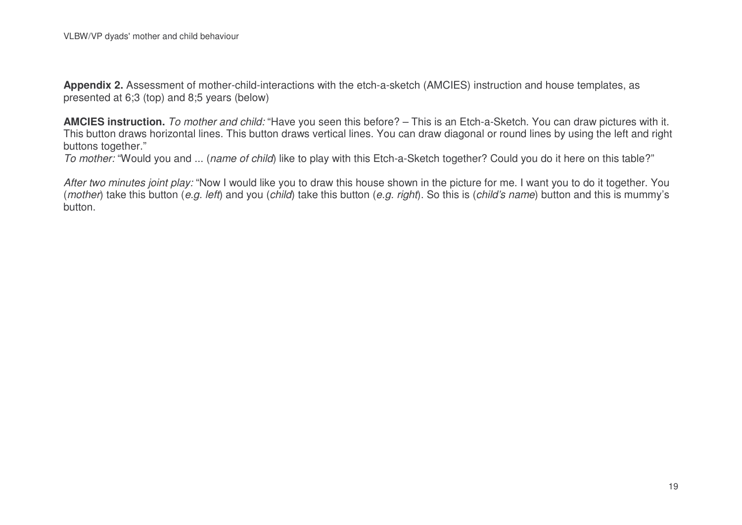**Appendix 2.** Assessment of mother-child-interactions with the etch-a-sketch (AMCIES) instruction and house templates, as presented at 6;3 (top) and 8;5 years (below)

**AMCIES instruction.** *To mother and child:* "Have you seen this before? – This is an Etch-a-Sketch. You can draw pictures with it. This button draws horizontal lines. This button draws vertical lines. You can draw diagonal or round lines by using the left and right buttons together."

*To mother:* "Would you and ... (*name of child*) like to play with this Etch-a-Sketch together? Could you do it here on this table?"

*After two minutes joint play:* "Now I would like you to draw this house shown in the picture for me. I want you to do it together. You (*mother*) take this button (*e.g. left*) and you (*child*) take this button (*e.g. right*). So this is (*child's name*) button and this is mummy's button.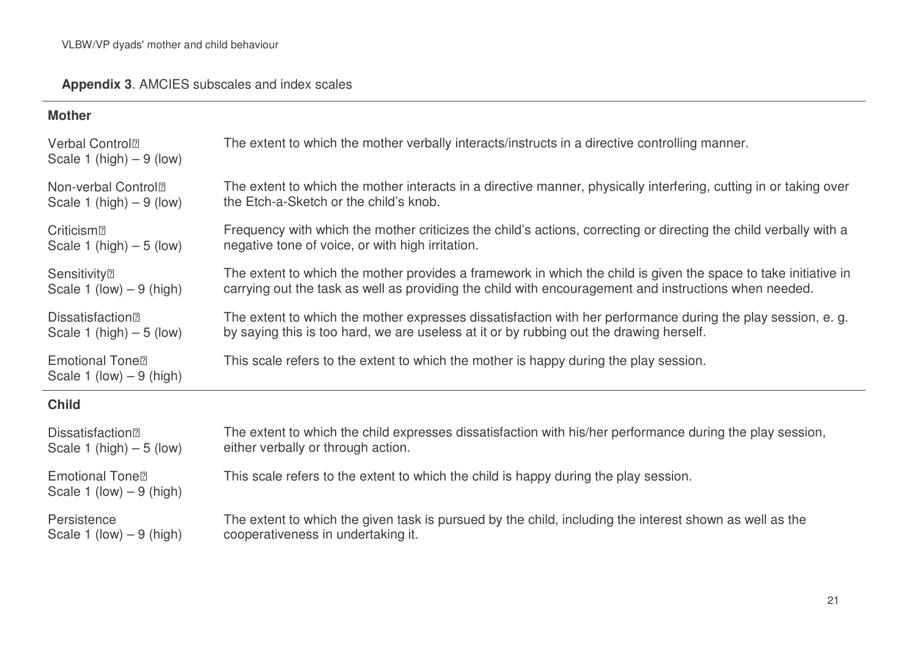**Appendix 3**. AMCIES subscales and index scales

| | |
|---|---|
| **Mother** | |
| Verbal Control<br>Scale 1 (high) – 9 (low) | The extent to which the mother verbally interacts/instructs in a directive controlling manner. |
| Non-verbal Control<br>Scale 1 (high) – 9 (low) | The extent to which the mother interacts in a directive manner, physically interfering, cutting in or taking over the Etch-a-Sketch or the child's knob. |
| Criticism<br>Scale 1 (high) – 5 (low) | Frequency with which the mother criticizes the child's actions, correcting or directing the child verbally with a negative tone of voice, or with high irritation. |
| Sensitivity<br>Scale 1 (low) – 9 (high) | The extent to which the mother provides a framework in which the child is given the space to take initiative in carrying out the task as well as providing the child with encouragement and instructions when needed. |
| Dissatisfaction<br>Scale 1 (high) – 5 (low) | The extent to which the mother expresses dissatisfaction with her performance during the play session, e. g. by saying this is too hard, we are useless at it or by rubbing out the drawing herself. |
| Emotional Tone<br>Scale 1 (low) – 9 (high) | This scale refers to the extent to which the mother is happy during the play session. |
| **Child** | |
| Dissatisfaction<br>Scale 1 (high) – 5 (low) | The extent to which the child expresses dissatisfaction with his/her performance during the play session, either verbally or through action. |
| Emotional Tone<br>Scale 1 (low) – 9 (high) | This scale refers to the extent to which the child is happy during the play session. |
| Persistence<br>Scale 1 (low) – 9 (high) | The extent to which the given task is pursued by the child, including the interest shown as well as the cooperativeness in undertaking it. |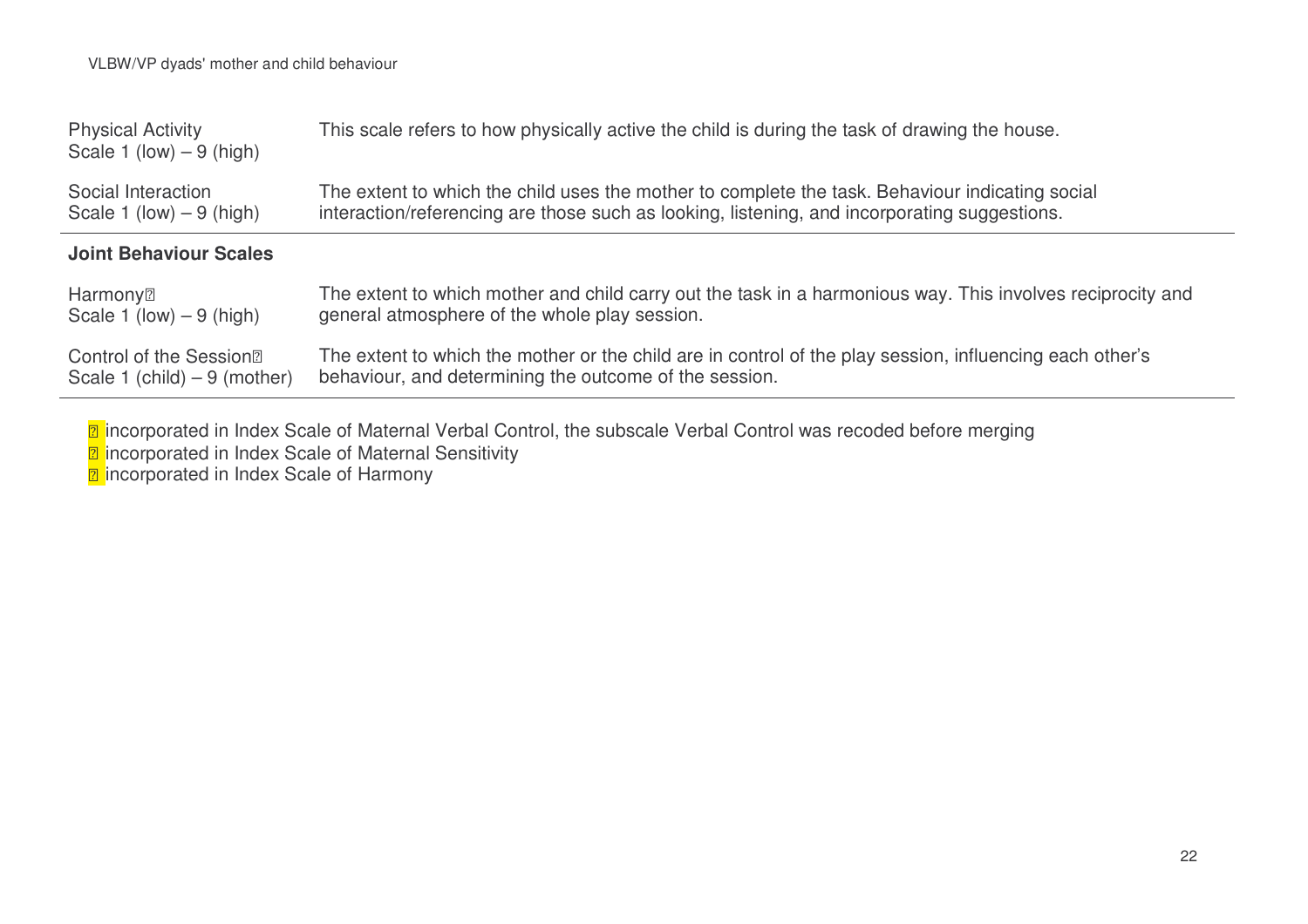| | |
|---|---|
| Physical Activity Scale 1 (low) – 9 (high) | This scale refers to how physically active the child is during the task of drawing the house. |
| Social Interaction Scale 1 (low) – 9 (high) | The extent to which the child uses the mother to complete the task. Behaviour indicating social interaction/referencing are those such as looking, listening, and incorporating suggestions. |
| **Joint Behaviour Scales** | |
| Harmony⁇ Scale 1 (low) – 9 (high) | The extent to which mother and child carry out the task in a harmonious way. This involves reciprocity and general atmosphere of the whole play session. |
| Control of the Session⁇ Scale 1 (child) – 9 (mother) | The extent to which the mother or the child are in control of the play session, influencing each other's behaviour, and determining the outcome of the session. |

⁇ incorporated in Index Scale of Maternal Verbal Control, the subscale Verbal Control was recoded before merging
⁇ incorporated in Index Scale of Maternal Sensitivity
⁇ incorporated in Index Scale of Harmony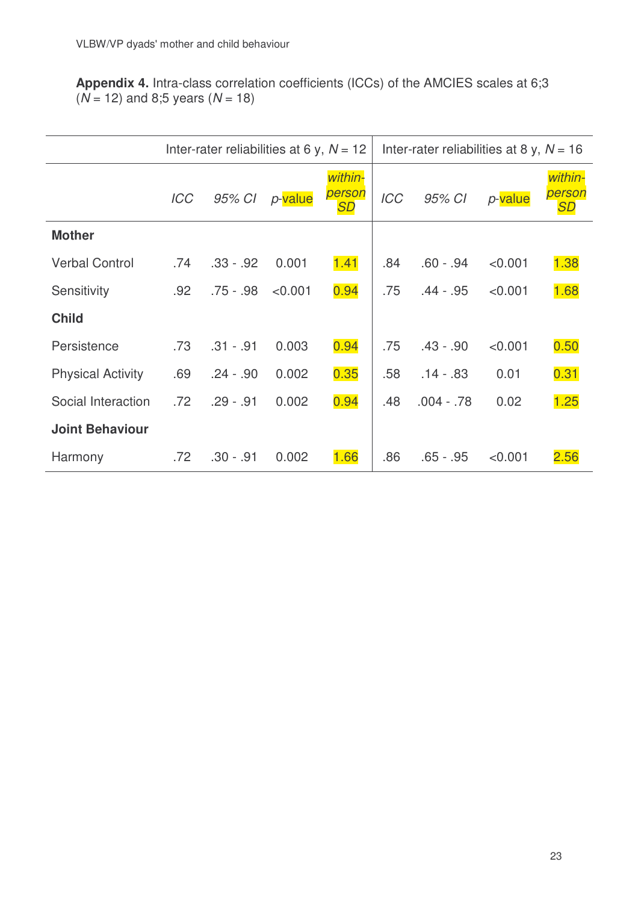**Appendix 4.** Intra-class correlation coefficients (ICCs) of the AMCIES scales at 6;3 ($N$ = 12) and 8;5 years ($N$ = 18)

| | Inter-rater reliabilities at 6 y, $N$ = 12 | | | | Inter-rater reliabilities at 8 y, $N$ = 16 | | | |
|---|---|---|---|---|---|---|---|---|
| | *ICC* | *95% CI* | *p*-value | *within-person SD* | *ICC* | *95% CI* | *p*-value | *within-person SD* |
| **Mother** | | | | | | | | |
| Verbal Control | .74 | .33 - .92 | 0.001 | 1.41 | .84 | .60 - .94 | <0.001 | 1.38 |
| Sensitivity | .92 | .75 - .98 | <0.001 | 0.94 | .75 | .44 - .95 | <0.001 | 1.68 |
| **Child** | | | | | | | | |
| Persistence | .73 | .31 - .91 | 0.003 | 0.94 | .75 | .43 - .90 | <0.001 | 0.50 |
| Physical Activity | .69 | .24 - .90 | 0.002 | 0.35 | .58 | .14 - .83 | 0.01 | 0.31 |
| Social Interaction | .72 | .29 - .91 | 0.002 | 0.94 | .48 | .004 - .78 | 0.02 | 1.25 |
| **Joint Behaviour** | | | | | | | | |
| Harmony | .72 | .30 - .91 | 0.002 | 1.66 | .86 | .65 - .95 | <0.001 | 2.56 |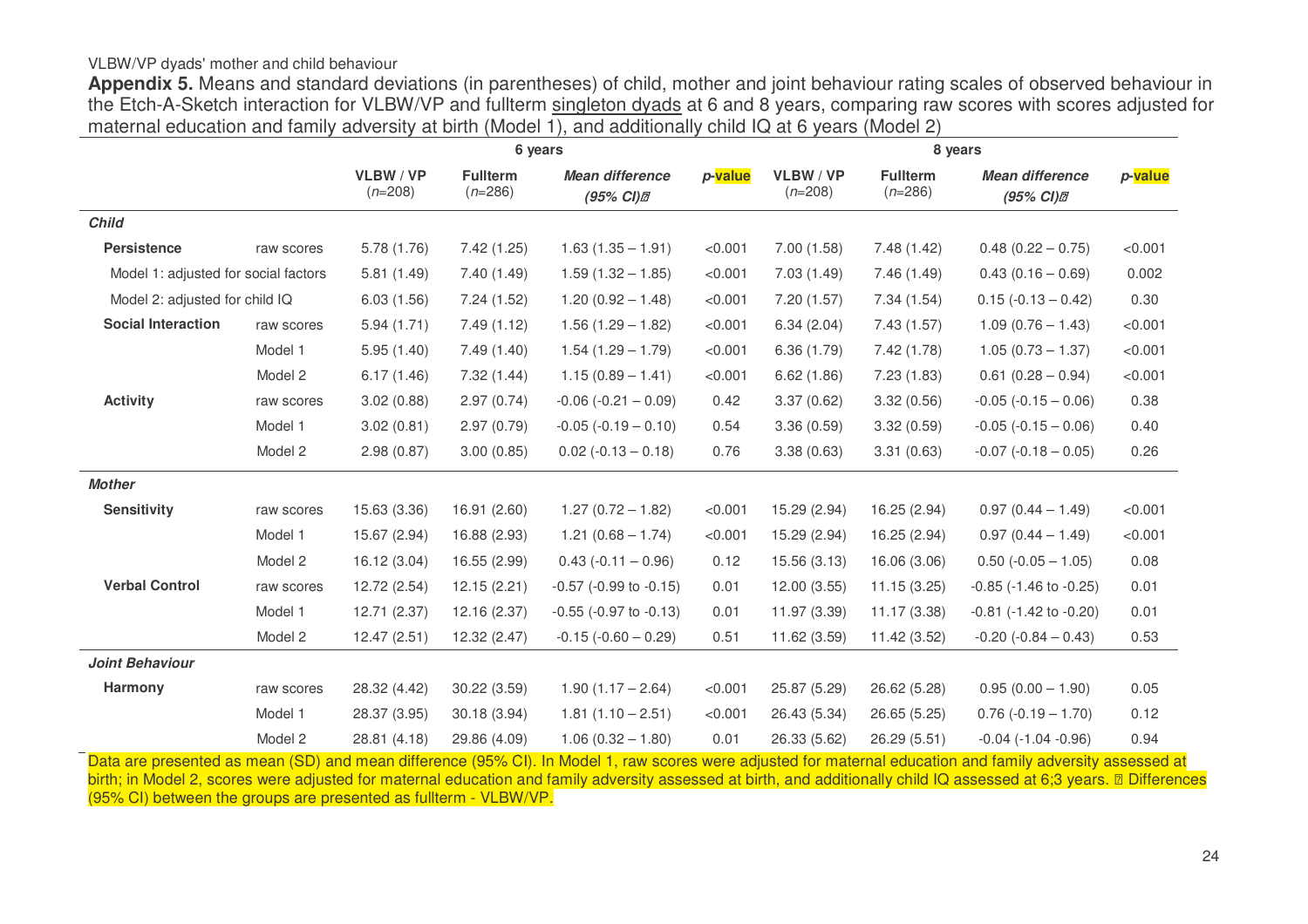VLBW/VP dyads' mother and child behaviour

**Appendix 5.** Means and standard deviations (in parentheses) of child, mother and joint behaviour rating scales of observed behaviour in the Etch-A-Sketch interaction for VLBW/VP and fullterm singleton dyads at 6 and 8 years, comparing raw scores with scores adjusted for maternal education and family adversity at birth (Model 1), and additionally child IQ at 6 years (Model 2)

| | | 6 years | | | | 8 years | | | |
|---|---|---|---|---|---|---|---|---|---|
| | | **VLBW / VP** (*n*=208) | **Fullterm** (*n*=286) | ***Mean difference (95% CI)*** | ***p*-value** | **VLBW / VP** (*n*=208) | **Fullterm** (*n*=286) | ***Mean difference (95% CI)*** | ***p*-value** |
| ***Child*** | | | | | | | | | |
| **Persistence** | raw scores | 5.78 (1.76) | 7.42 (1.25) | 1.63 (1.35 – 1.91) | <0.001 | 7.00 (1.58) | 7.48 (1.42) | 0.48 (0.22 – 0.75) | <0.001 |
| Model 1: adjusted for social factors | | 5.81 (1.49) | 7.40 (1.49) | 1.59 (1.32 – 1.85) | <0.001 | 7.03 (1.49) | 7.46 (1.49) | 0.43 (0.16 – 0.69) | 0.002 |
| Model 2: adjusted for child IQ | | 6.03 (1.56) | 7.24 (1.52) | 1.20 (0.92 – 1.48) | <0.001 | 7.20 (1.57) | 7.34 (1.54) | 0.15 (-0.13 – 0.42) | 0.30 |
| **Social Interaction** | raw scores | 5.94 (1.71) | 7.49 (1.12) | 1.56 (1.29 – 1.82) | <0.001 | 6.34 (2.04) | 7.43 (1.57) | 1.09 (0.76 – 1.43) | <0.001 |
| | Model 1 | 5.95 (1.40) | 7.49 (1.40) | 1.54 (1.29 – 1.79) | <0.001 | 6.36 (1.79) | 7.42 (1.78) | 1.05 (0.73 – 1.37) | <0.001 |
| | Model 2 | 6.17 (1.46) | 7.32 (1.44) | 1.15 (0.89 – 1.41) | <0.001 | 6.62 (1.86) | 7.23 (1.83) | 0.61 (0.28 – 0.94) | <0.001 |
| **Activity** | raw scores | 3.02 (0.88) | 2.97 (0.74) | -0.06 (-0.21 – 0.09) | 0.42 | 3.37 (0.62) | 3.32 (0.56) | -0.05 (-0.15 – 0.06) | 0.38 |
| | Model 1 | 3.02 (0.81) | 2.97 (0.79) | -0.05 (-0.19 – 0.10) | 0.54 | 3.36 (0.59) | 3.32 (0.59) | -0.05 (-0.15 – 0.06) | 0.40 |
| | Model 2 | 2.98 (0.87) | 3.00 (0.85) | 0.02 (-0.13 – 0.18) | 0.76 | 3.38 (0.63) | 3.31 (0.63) | -0.07 (-0.18 – 0.05) | 0.26 |
| ***Mother*** | | | | | | | | | |
| **Sensitivity** | raw scores | 15.63 (3.36) | 16.91 (2.60) | 1.27 (0.72 – 1.82) | <0.001 | 15.29 (2.94) | 16.25 (2.94) | 0.97 (0.44 – 1.49) | <0.001 |
| | Model 1 | 15.67 (2.94) | 16.88 (2.93) | 1.21 (0.68 – 1.74) | <0.001 | 15.29 (2.94) | 16.25 (2.94) | 0.97 (0.44 – 1.49) | <0.001 |
| | Model 2 | 16.12 (3.04) | 16.55 (2.99) | 0.43 (-0.11 – 0.96) | 0.12 | 15.56 (3.13) | 16.06 (3.06) | 0.50 (-0.05 – 1.05) | 0.08 |
| **Verbal Control** | raw scores | 12.72 (2.54) | 12.15 (2.21) | -0.57 (-0.99 to -0.15) | 0.01 | 12.00 (3.55) | 11.15 (3.25) | -0.85 (-1.46 to -0.25) | 0.01 |
| | Model 1 | 12.71 (2.37) | 12.16 (2.37) | -0.55 (-0.97 to -0.13) | 0.01 | 11.97 (3.39) | 11.17 (3.38) | -0.81 (-1.42 to -0.20) | 0.01 |
| | Model 2 | 12.47 (2.51) | 12.32 (2.47) | -0.15 (-0.60 – 0.29) | 0.51 | 11.62 (3.59) | 11.42 (3.52) | -0.20 (-0.84 – 0.43) | 0.53 |
| ***Joint Behaviour*** | | | | | | | | | |
| **Harmony** | raw scores | 28.32 (4.42) | 30.22 (3.59) | 1.90 (1.17 – 2.64) | <0.001 | 25.87 (5.29) | 26.62 (5.28) | 0.95 (0.00 – 1.90) | 0.05 |
| | Model 1 | 28.37 (3.95) | 30.18 (3.94) | 1.81 (1.10 – 2.51) | <0.001 | 26.43 (5.34) | 26.65 (5.25) | 0.76 (-0.19 – 1.70) | 0.12 |
| | Model 2 | 28.81 (4.18) | 29.86 (4.09) | 1.06 (0.32 – 1.80) | 0.01 | 26.33 (5.62) | 26.29 (5.51) | -0.04 (-1.04 -0.96) | 0.94 |

Data are presented as mean (SD) and mean difference (95% CI). In Model 1, raw scores were adjusted for maternal education and family adversity assessed at birth; in Model 2, scores were adjusted for maternal education and family adversity assessed at birth, and additionally child IQ assessed at 6;3 years. Differences (95% CI) between the groups are presented as fullterm - VLBW/VP.